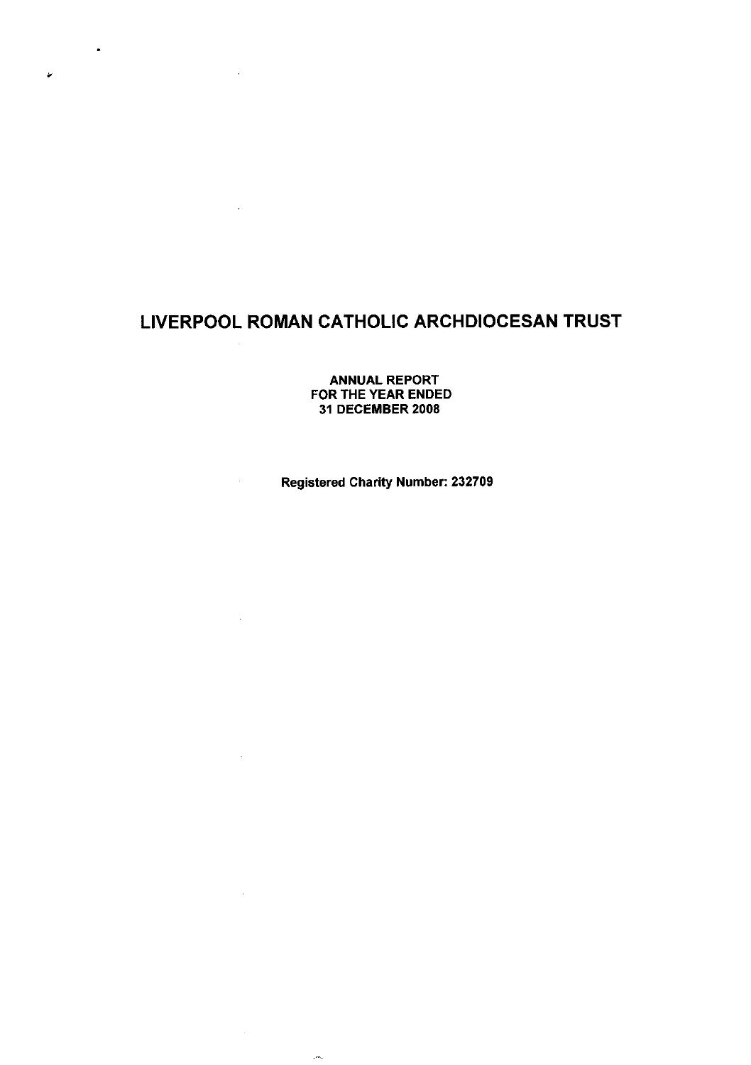# LIVERPOOL ROMAN CATHOLIC ARCHDIOCESAN TRUST

**ANNUAL REPORT**
**FOR THE YEAR ENDED**
**31 DECEMBER 2008**

**Registered Charity Number: 232709**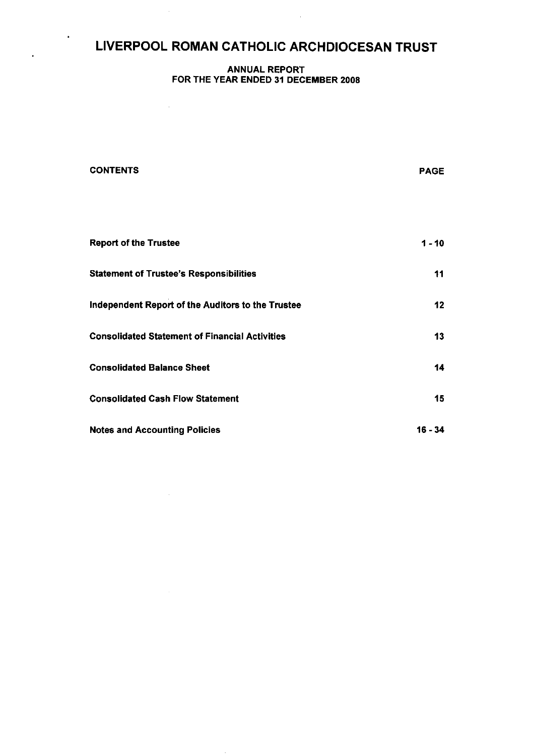# LIVERPOOL ROMAN CATHOLIC ARCHDIOCESAN TRUST

**ANNUAL REPORT**
**FOR THE YEAR ENDED 31 DECEMBER 2008**

| CONTENTS | PAGE |
|---|---|
| Report of the Trustee | 1 - 10 |
| Statement of Trustee's Responsibilities | 11 |
| Independent Report of the Auditors to the Trustee | 12 |
| Consolidated Statement of Financial Activities | 13 |
| Consolidated Balance Sheet | 14 |
| Consolidated Cash Flow Statement | 15 |
| Notes and Accounting Policies | 16 - 34 |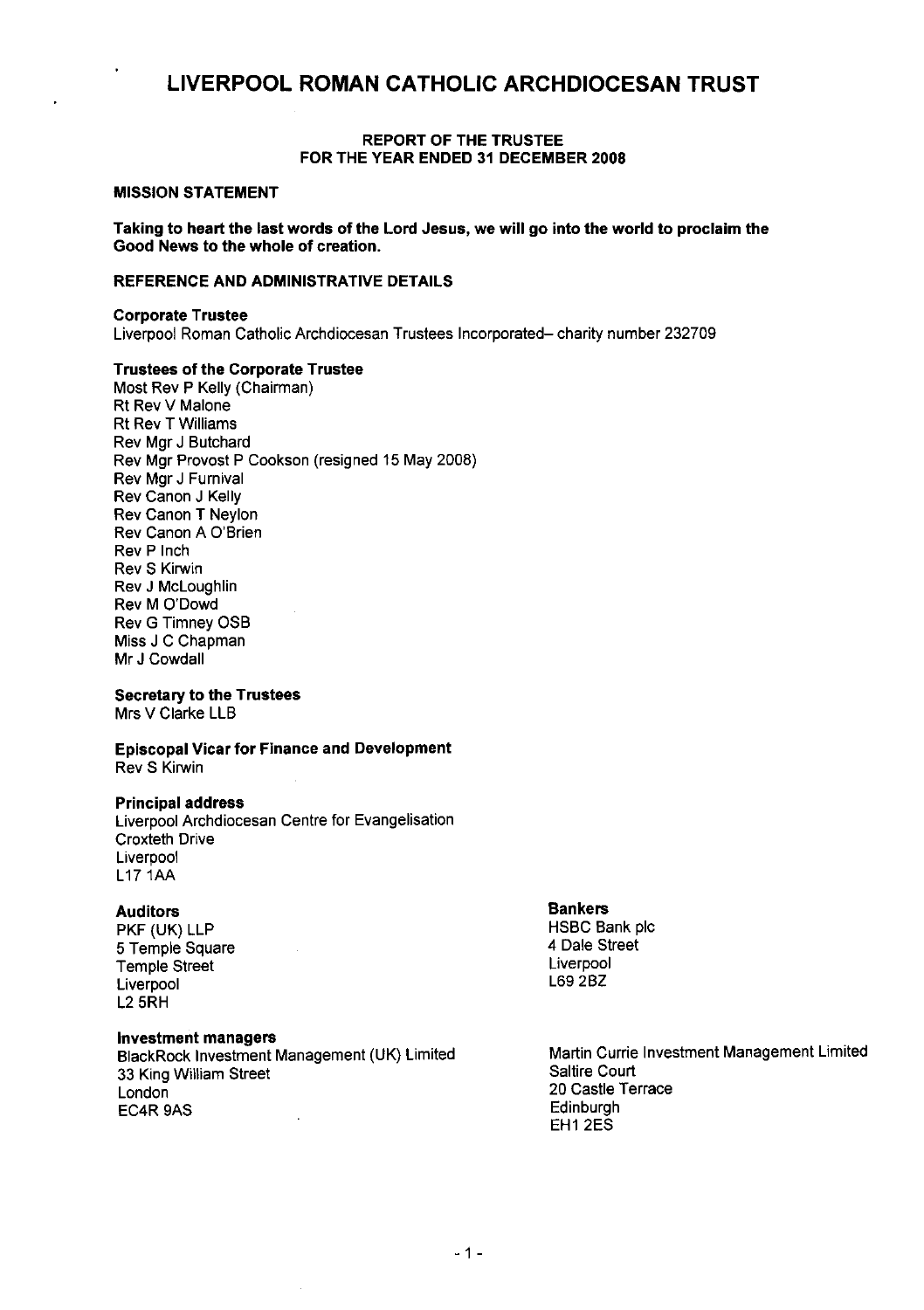# LIVERPOOL ROMAN CATHOLIC ARCHDIOCESAN TRUST

**REPORT OF THE TRUSTEE**
**FOR THE YEAR ENDED 31 DECEMBER 2008**

## MISSION STATEMENT

**Taking to heart the last words of the Lord Jesus, we will go into the world to proclaim the Good News to the whole of creation.**

## REFERENCE AND ADMINISTRATIVE DETAILS

### Corporate Trustee

Liverpool Roman Catholic Archdiocesan Trustees Incorporated– charity number 232709

### Trustees of the Corporate Trustee

Most Rev P Kelly (Chairman)
Rt Rev V Malone
Rt Rev T Williams
Rev Mgr J Butchard
Rev Mgr Provost P Cookson (resigned 15 May 2008)
Rev Mgr J Furnival
Rev Canon J Kelly
Rev Canon T Neylon
Rev Canon A O'Brien
Rev P Inch
Rev S Kirwin
Rev J McLoughlin
Rev M O'Dowd
Rev G Timney OSB
Miss J C Chapman
Mr J Cowdall

### Secretary to the Trustees

Mrs V Clarke LLB

### Episcopal Vicar for Finance and Development

Rev S Kirwin

### Principal address

Liverpool Archdiocesan Centre for Evangelisation
Croxteth Drive
Liverpool
L17 1AA

### Auditors

PKF (UK) LLP
5 Temple Square
Temple Street
Liverpool
L2 5RH

### Bankers

HSBC Bank plc
4 Dale Street
Liverpool
L69 2BZ

### Investment managers

BlackRock Investment Management (UK) Limited
33 King William Street
London
EC4R 9AS

Martin Currie Investment Management Limited
Saltire Court
20 Castle Terrace
Edinburgh
EH1 2ES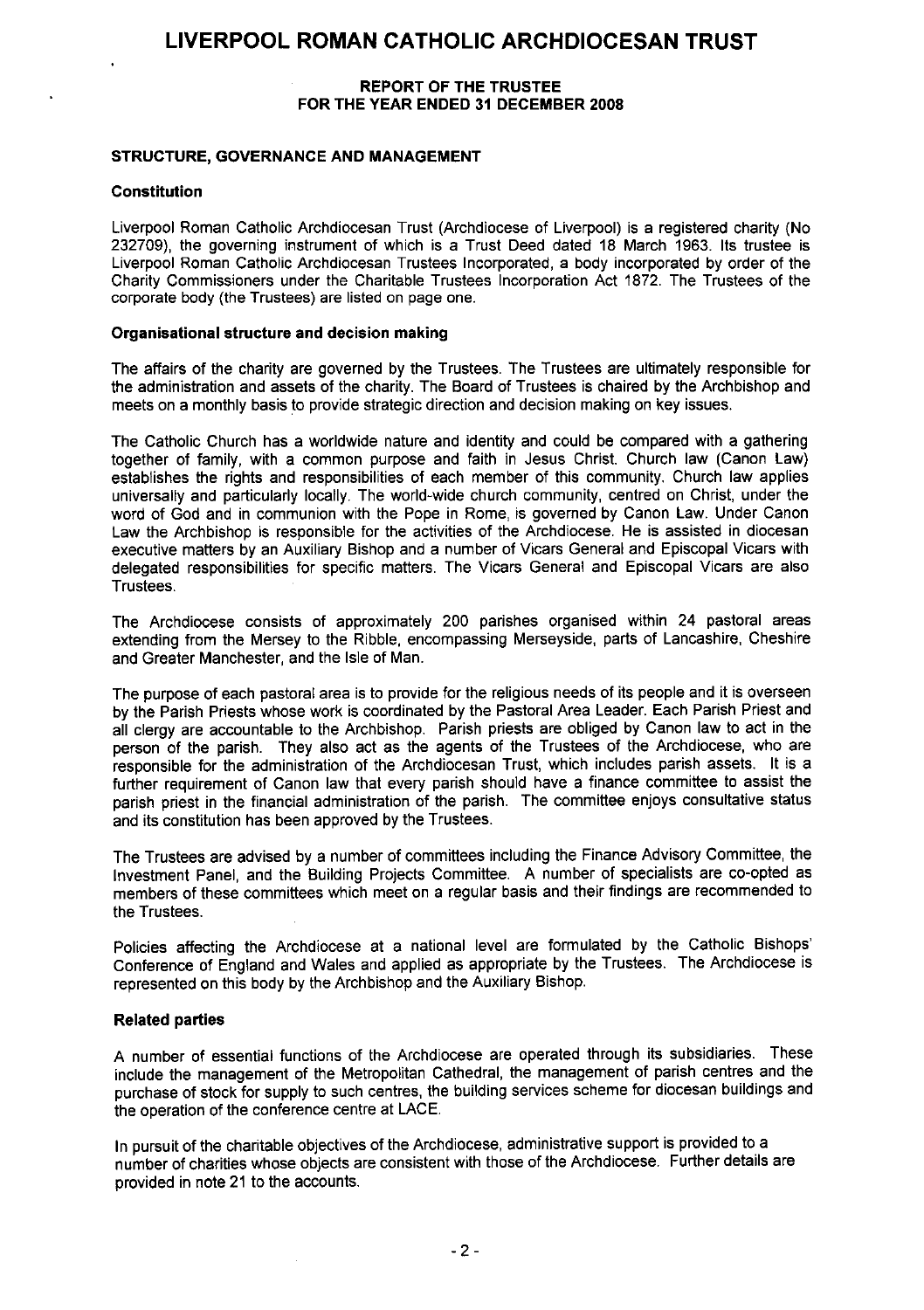# LIVERPOOL ROMAN CATHOLIC ARCHDIOCESAN TRUST

**REPORT OF THE TRUSTEE**
**FOR THE YEAR ENDED 31 DECEMBER 2008**

## STRUCTURE, GOVERNANCE AND MANAGEMENT

### Constitution

Liverpool Roman Catholic Archdiocesan Trust (Archdiocese of Liverpool) is a registered charity (No 232709), the governing instrument of which is a Trust Deed dated 18 March 1963. Its trustee is Liverpool Roman Catholic Archdiocesan Trustees Incorporated, a body incorporated by order of the Charity Commissioners under the Charitable Trustees Incorporation Act 1872. The Trustees of the corporate body (the Trustees) are listed on page one.

### Organisational structure and decision making

The affairs of the charity are governed by the Trustees. The Trustees are ultimately responsible for the administration and assets of the charity. The Board of Trustees is chaired by the Archbishop and meets on a monthly basis to provide strategic direction and decision making on key issues.

The Catholic Church has a worldwide nature and identity and could be compared with a gathering together of family, with a common purpose and faith in Jesus Christ. Church law (Canon Law) establishes the rights and responsibilities of each member of this community. Church law applies universally and particularly locally. The world-wide church community, centred on Christ, under the word of God and in communion with the Pope in Rome, is governed by Canon Law. Under Canon Law the Archbishop is responsible for the activities of the Archdiocese. He is assisted in diocesan executive matters by an Auxiliary Bishop and a number of Vicars General and Episcopal Vicars with delegated responsibilities for specific matters. The Vicars General and Episcopal Vicars are also Trustees.

The Archdiocese consists of approximately 200 parishes organised within 24 pastoral areas extending from the Mersey to the Ribble, encompassing Merseyside, parts of Lancashire, Cheshire and Greater Manchester, and the Isle of Man.

The purpose of each pastoral area is to provide for the religious needs of its people and it is overseen by the Parish Priests whose work is coordinated by the Pastoral Area Leader. Each Parish Priest and all clergy are accountable to the Archbishop. Parish priests are obliged by Canon law to act in the person of the parish. They also act as the agents of the Trustees of the Archdiocese, who are responsible for the administration of the Archdiocesan Trust, which includes parish assets. It is a further requirement of Canon law that every parish should have a finance committee to assist the parish priest in the financial administration of the parish. The committee enjoys consultative status and its constitution has been approved by the Trustees.

The Trustees are advised by a number of committees including the Finance Advisory Committee, the Investment Panel, and the Building Projects Committee. A number of specialists are co-opted as members of these committees which meet on a regular basis and their findings are recommended to the Trustees.

Policies affecting the Archdiocese at a national level are formulated by the Catholic Bishops' Conference of England and Wales and applied as appropriate by the Trustees. The Archdiocese is represented on this body by the Archbishop and the Auxiliary Bishop.

### Related parties

A number of essential functions of the Archdiocese are operated through its subsidiaries. These include the management of the Metropolitan Cathedral, the management of parish centres and the purchase of stock for supply to such centres, the building services scheme for diocesan buildings and the operation of the conference centre at LACE.

In pursuit of the charitable objectives of the Archdiocese, administrative support is provided to a number of charities whose objects are consistent with those of the Archdiocese. Further details are provided in note 21 to the accounts.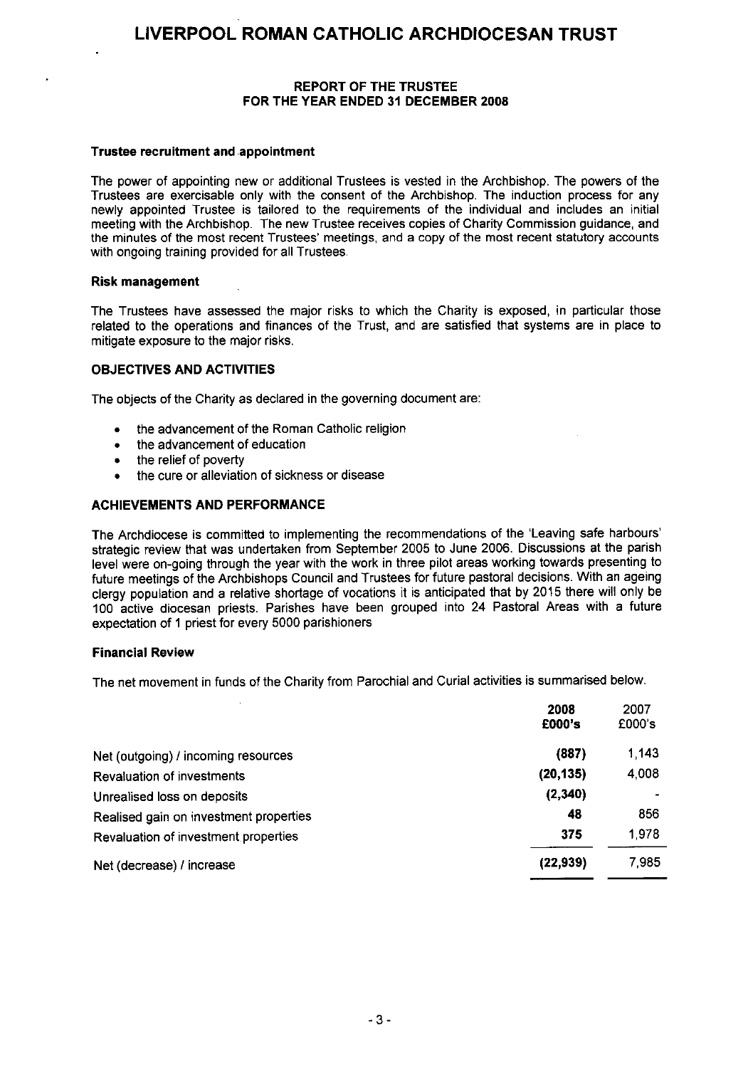# LIVERPOOL ROMAN CATHOLIC ARCHDIOCESAN TRUST

**REPORT OF THE TRUSTEE**
**FOR THE YEAR ENDED 31 DECEMBER 2008**

### Trustee recruitment and appointment

The power of appointing new or additional Trustees is vested in the Archbishop. The powers of the Trustees are exercisable only with the consent of the Archbishop. The induction process for any newly appointed Trustee is tailored to the requirements of the individual and includes an initial meeting with the Archbishop. The new Trustee receives copies of Charity Commission guidance, and the minutes of the most recent Trustees' meetings, and a copy of the most recent statutory accounts with ongoing training provided for all Trustees.

### Risk management

The Trustees have assessed the major risks to which the Charity is exposed, in particular those related to the operations and finances of the Trust, and are satisfied that systems are in place to mitigate exposure to the major risks.

## OBJECTIVES AND ACTIVITIES

The objects of the Charity as declared in the governing document are:

- the advancement of the Roman Catholic religion
- the advancement of education
- the relief of poverty
- the cure or alleviation of sickness or disease

## ACHIEVEMENTS AND PERFORMANCE

The Archdiocese is committed to implementing the recommendations of the 'Leaving safe harbours' strategic review that was undertaken from September 2005 to June 2006. Discussions at the parish level were on-going through the year with the work in three pilot areas working towards presenting to future meetings of the Archbishops Council and Trustees for future pastoral decisions. With an ageing clergy population and a relative shortage of vocations it is anticipated that by 2015 there will only be 100 active diocesan priests. Parishes have been grouped into 24 Pastoral Areas with a future expectation of 1 priest for every 5000 parishioners

### Financial Review

The net movement in funds of the Charity from Parochial and Curial activities is summarised below.

| | **2008 £000's** | 2007 £000's |
|---|---|---|
| Net (outgoing) / incoming resources | **(887)** | 1,143 |
| Revaluation of investments | **(20,135)** | 4,008 |
| Unrealised loss on deposits | **(2,340)** | - |
| Realised gain on investment properties | **48** | 856 |
| Revaluation of investment properties | **375** | 1,978 |
| Net (decrease) / increase | **(22,939)** | 7,985 |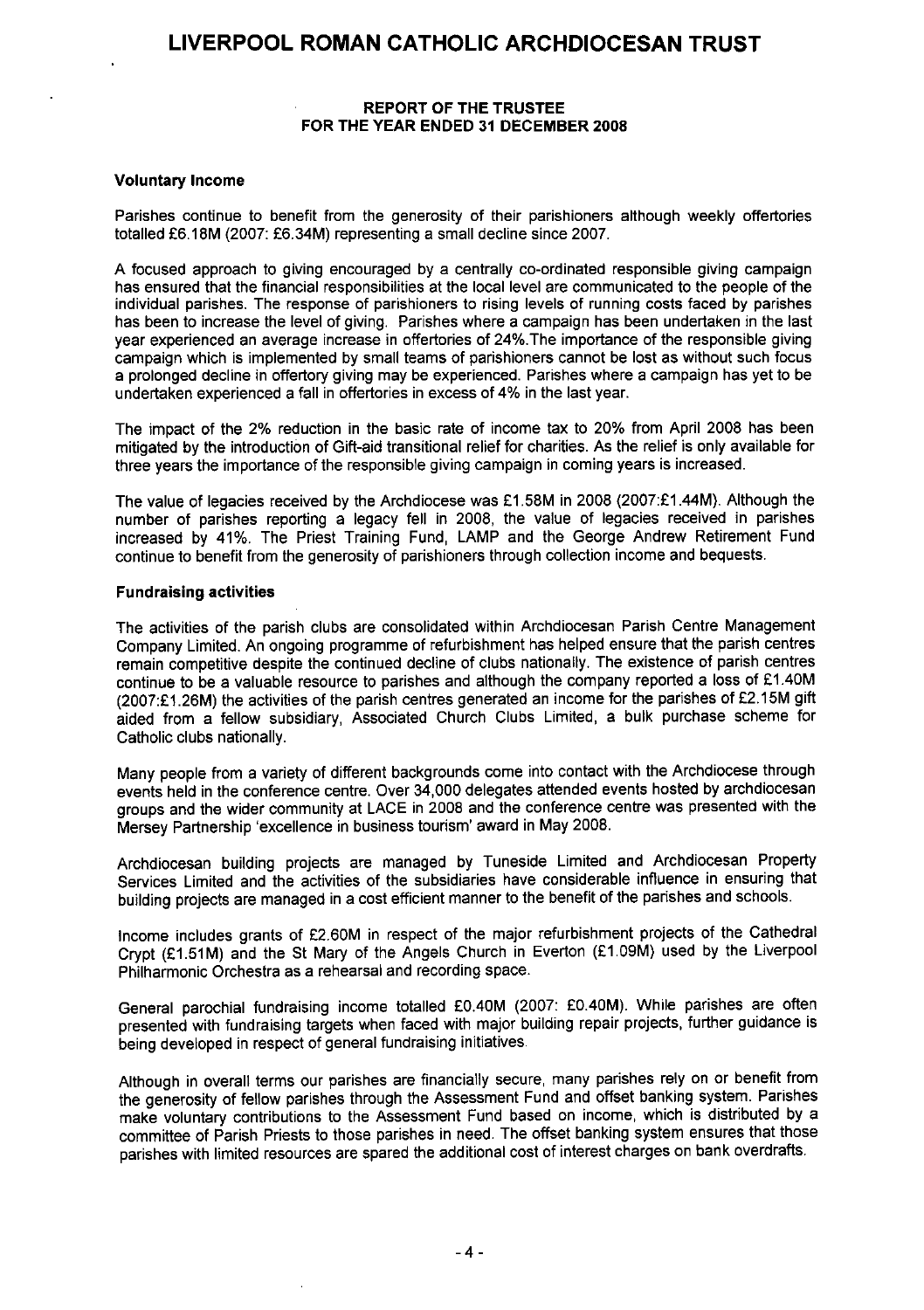# LIVERPOOL ROMAN CATHOLIC ARCHDIOCESAN TRUST

## REPORT OF THE TRUSTEE
## FOR THE YEAR ENDED 31 DECEMBER 2008

### Voluntary Income

Parishes continue to benefit from the generosity of their parishioners although weekly offertories totalled £6.18M (2007: £6.34M) representing a small decline since 2007.

A focused approach to giving encouraged by a centrally co-ordinated responsible giving campaign has ensured that the financial responsibilities at the local level are communicated to the people of the individual parishes. The response of parishioners to rising levels of running costs faced by parishes has been to increase the level of giving. Parishes where a campaign has been undertaken in the last year experienced an average increase in offertories of 24%.The importance of the responsible giving campaign which is implemented by small teams of parishioners cannot be lost as without such focus a prolonged decline in offertory giving may be experienced. Parishes where a campaign has yet to be undertaken experienced a fall in offertories in excess of 4% in the last year.

The impact of the 2% reduction in the basic rate of income tax to 20% from April 2008 has been mitigated by the introduction of Gift-aid transitional relief for charities. As the relief is only available for three years the importance of the responsible giving campaign in coming years is increased.

The value of legacies received by the Archdiocese was £1.58M in 2008 (2007:£1.44M). Although the number of parishes reporting a legacy fell in 2008, the value of legacies received in parishes increased by 41%. The Priest Training Fund, LAMP and the George Andrew Retirement Fund continue to benefit from the generosity of parishioners through collection income and bequests.

### Fundraising activities

The activities of the parish clubs are consolidated within Archdiocesan Parish Centre Management Company Limited. An ongoing programme of refurbishment has helped ensure that the parish centres remain competitive despite the continued decline of clubs nationally. The existence of parish centres continue to be a valuable resource to parishes and although the company reported a loss of £1.40M (2007:£1.26M) the activities of the parish centres generated an income for the parishes of £2.15M gift aided from a fellow subsidiary, Associated Church Clubs Limited, a bulk purchase scheme for Catholic clubs nationally.

Many people from a variety of different backgrounds come into contact with the Archdiocese through events held in the conference centre. Over 34,000 delegates attended events hosted by archdiocesan groups and the wider community at LACE in 2008 and the conference centre was presented with the Mersey Partnership 'excellence in business tourism' award in May 2008.

Archdiocesan building projects are managed by Tuneside Limited and Archdiocesan Property Services Limited and the activities of the subsidiaries have considerable influence in ensuring that building projects are managed in a cost efficient manner to the benefit of the parishes and schools.

Income includes grants of £2.60M in respect of the major refurbishment projects of the Cathedral Crypt (£1.51M) and the St Mary of the Angels Church in Everton (£1.09M) used by the Liverpool Philharmonic Orchestra as a rehearsal and recording space.

General parochial fundraising income totalled £0.40M (2007: £0.40M). While parishes are often presented with fundraising targets when faced with major building repair projects, further guidance is being developed in respect of general fundraising initiatives.

Although in overall terms our parishes are financially secure, many parishes rely on or benefit from the generosity of fellow parishes through the Assessment Fund and offset banking system. Parishes make voluntary contributions to the Assessment Fund based on income, which is distributed by a committee of Parish Priests to those parishes in need. The offset banking system ensures that those parishes with limited resources are spared the additional cost of interest charges on bank overdrafts.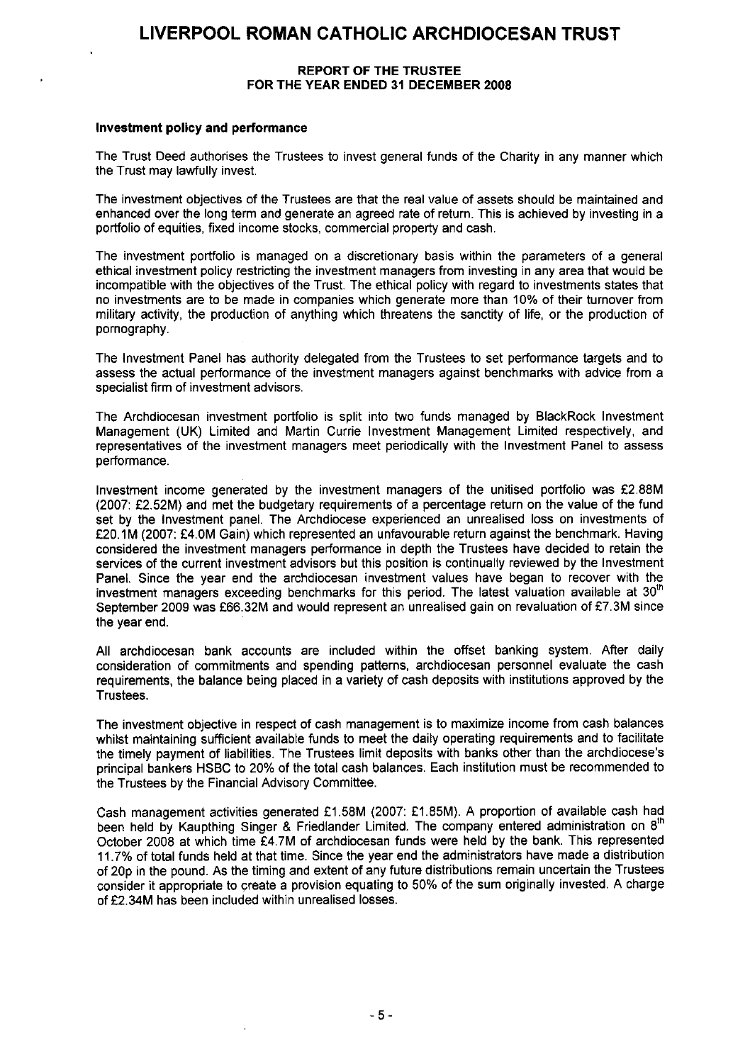# LIVERPOOL ROMAN CATHOLIC ARCHDIOCESAN TRUST

**REPORT OF THE TRUSTEE**
**FOR THE YEAR ENDED 31 DECEMBER 2008**

**Investment policy and performance**

The Trust Deed authorises the Trustees to invest general funds of the Charity in any manner which the Trust may lawfully invest.

The investment objectives of the Trustees are that the real value of assets should be maintained and enhanced over the long term and generate an agreed rate of return. This is achieved by investing in a portfolio of equities, fixed income stocks, commercial property and cash.

The investment portfolio is managed on a discretionary basis within the parameters of a general ethical investment policy restricting the investment managers from investing in any area that would be incompatible with the objectives of the Trust. The ethical policy with regard to investments states that no investments are to be made in companies which generate more than 10% of their turnover from military activity, the production of anything which threatens the sanctity of life, or the production of pornography.

The Investment Panel has authority delegated from the Trustees to set performance targets and to assess the actual performance of the investment managers against benchmarks with advice from a specialist firm of investment advisors.

The Archdiocesan investment portfolio is split into two funds managed by BlackRock Investment Management (UK) Limited and Martin Currie Investment Management Limited respectively, and representatives of the investment managers meet periodically with the Investment Panel to assess performance.

Investment income generated by the investment managers of the unitised portfolio was £2.88M (2007: £2.52M) and met the budgetary requirements of a percentage return on the value of the fund set by the Investment panel. The Archdiocese experienced an unrealised loss on investments of £20.1M (2007: £4.0M Gain) which represented an unfavourable return against the benchmark. Having considered the investment managers performance in depth the Trustees have decided to retain the services of the current investment advisors but this position is continually reviewed by the Investment Panel. Since the year end the archdiocesan investment values have began to recover with the investment managers exceeding benchmarks for this period. The latest valuation available at 30th September 2009 was £66.32M and would represent an unrealised gain on revaluation of £7.3M since the year end.

All archdiocesan bank accounts are included within the offset banking system. After daily consideration of commitments and spending patterns, archdiocesan personnel evaluate the cash requirements, the balance being placed in a variety of cash deposits with institutions approved by the Trustees.

The investment objective in respect of cash management is to maximize income from cash balances whilst maintaining sufficient available funds to meet the daily operating requirements and to facilitate the timely payment of liabilities. The Trustees limit deposits with banks other than the archdiocese's principal bankers HSBC to 20% of the total cash balances. Each institution must be recommended to the Trustees by the Financial Advisory Committee.

Cash management activities generated £1.58M (2007: £1.85M). A proportion of available cash had been held by Kaupthing Singer & Friedlander Limited. The company entered administration on 8th October 2008 at which time £4.7M of archdiocesan funds were held by the bank. This represented 11.7% of total funds held at that time. Since the year end the administrators have made a distribution of 20p in the pound. As the timing and extent of any future distributions remain uncertain the Trustees consider it appropriate to create a provision equating to 50% of the sum originally invested. A charge of £2.34M has been included within unrealised losses.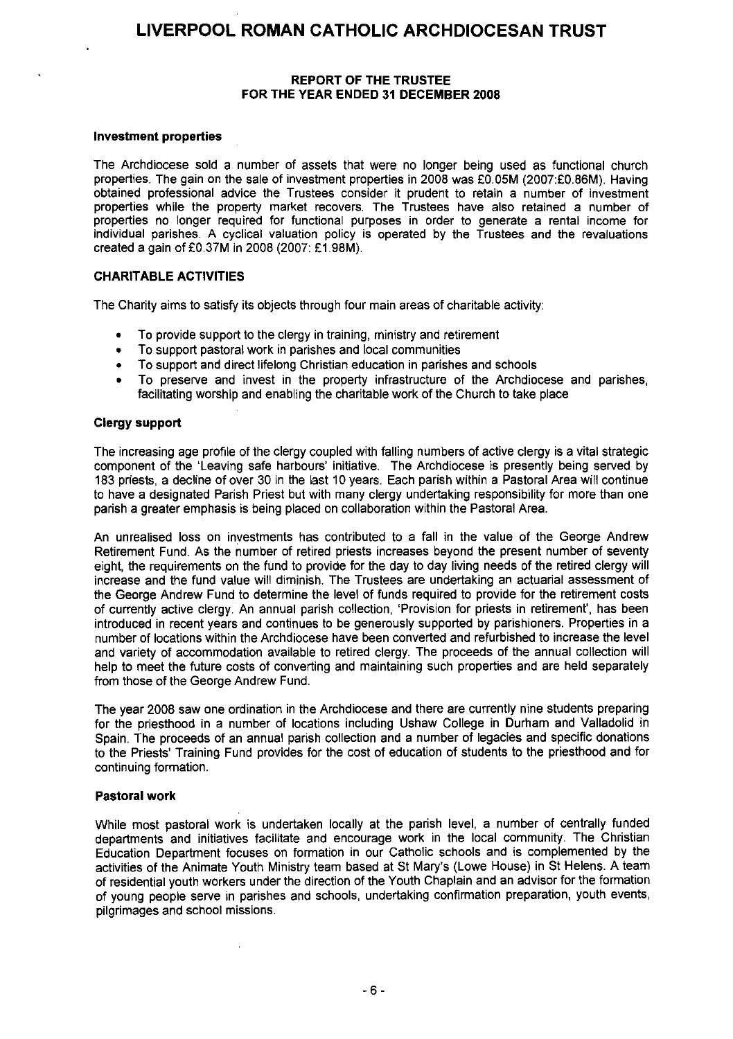# LIVERPOOL ROMAN CATHOLIC ARCHDIOCESAN TRUST

**REPORT OF THE TRUSTEE FOR THE YEAR ENDED 31 DECEMBER 2008**

### Investment properties

The Archdiocese sold a number of assets that were no longer being used as functional church properties. The gain on the sale of investment properties in 2008 was £0.05M (2007:£0.86M). Having obtained professional advice the Trustees consider it prudent to retain a number of investment properties while the property market recovers. The Trustees have also retained a number of properties no longer required for functional purposes in order to generate a rental income for individual parishes. A cyclical valuation policy is operated by the Trustees and the revaluations created a gain of £0.37M in 2008 (2007: £1.98M).

## CHARITABLE ACTIVITIES

The Charity aims to satisfy its objects through four main areas of charitable activity:

- To provide support to the clergy in training, ministry and retirement
- To support pastoral work in parishes and local communities
- To support and direct lifelong Christian education in parishes and schools
- To preserve and invest in the property infrastructure of the Archdiocese and parishes, facilitating worship and enabling the charitable work of the Church to take place

### Clergy support

The increasing age profile of the clergy coupled with falling numbers of active clergy is a vital strategic component of the 'Leaving safe harbours' initiative. The Archdiocese is presently being served by 183 priests, a decline of over 30 in the last 10 years. Each parish within a Pastoral Area will continue to have a designated Parish Priest but with many clergy undertaking responsibility for more than one parish a greater emphasis is being placed on collaboration within the Pastoral Area.

An unrealised loss on investments has contributed to a fall in the value of the George Andrew Retirement Fund. As the number of retired priests increases beyond the present number of seventy eight, the requirements on the fund to provide for the day to day living needs of the retired clergy will increase and the fund value will diminish. The Trustees are undertaking an actuarial assessment of the George Andrew Fund to determine the level of funds required to provide for the retirement costs of currently active clergy. An annual parish collection, 'Provision for priests in retirement', has been introduced in recent years and continues to be generously supported by parishioners. Properties in a number of locations within the Archdiocese have been converted and refurbished to increase the level and variety of accommodation available to retired clergy. The proceeds of the annual collection will help to meet the future costs of converting and maintaining such properties and are held separately from those of the George Andrew Fund.

The year 2008 saw one ordination in the Archdiocese and there are currently nine students preparing for the priesthood in a number of locations including Ushaw College in Durham and Valladolid in Spain. The proceeds of an annual parish collection and a number of legacies and specific donations to the Priests' Training Fund provides for the cost of education of students to the priesthood and for continuing formation.

### Pastoral work

While most pastoral work is undertaken locally at the parish level, a number of centrally funded departments and initiatives facilitate and encourage work in the local community. The Christian Education Department focuses on formation in our Catholic schools and is complemented by the activities of the Animate Youth Ministry team based at St Mary's (Lowe House) in St Helens. A team of residential youth workers under the direction of the Youth Chaplain and an advisor for the formation of young people serve in parishes and schools, undertaking confirmation preparation, youth events, pilgrimages and school missions.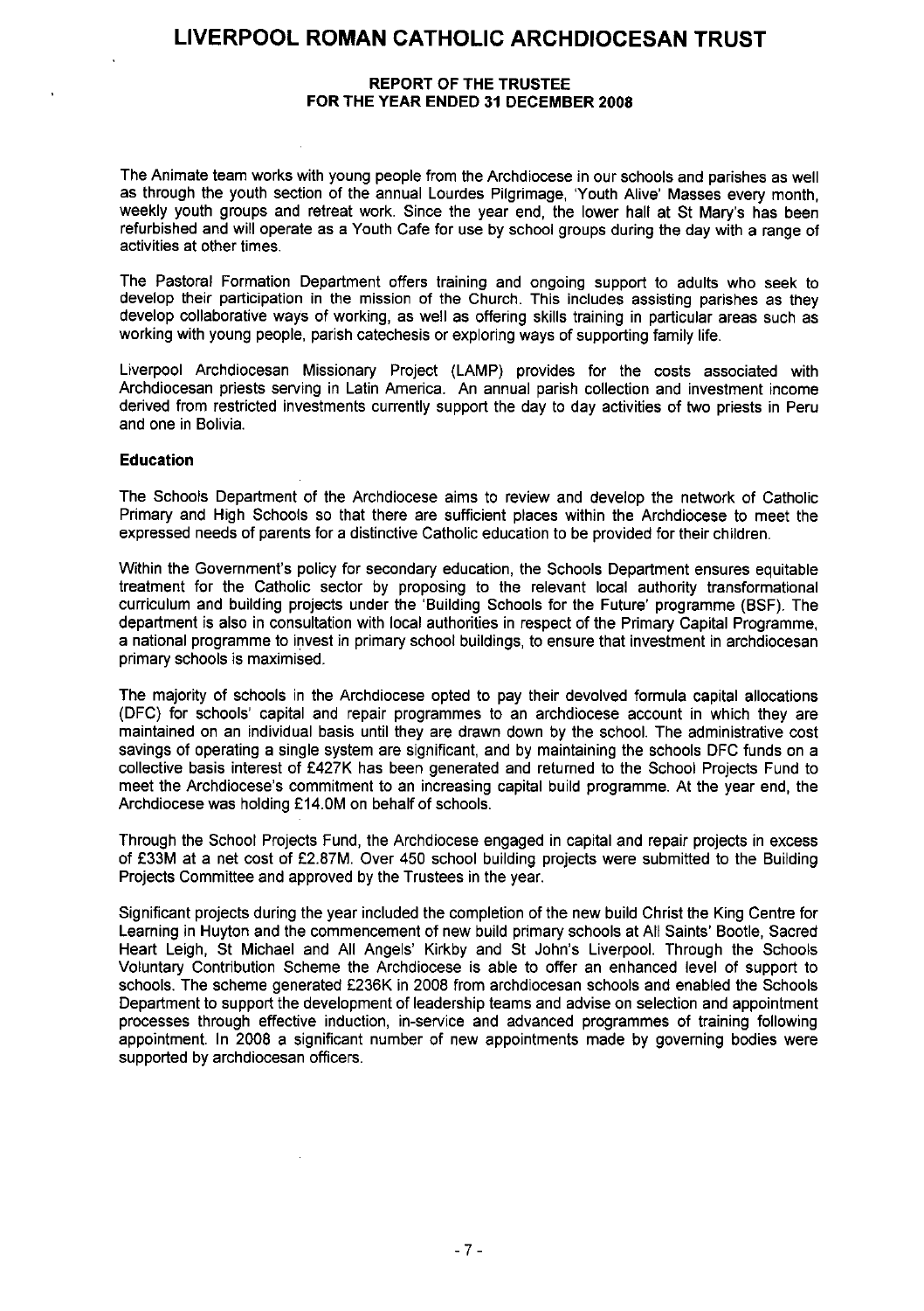The Animate team works with young people from the Archdiocese in our schools and parishes as well as through the youth section of the annual Lourdes Pilgrimage, 'Youth Alive' Masses every month, weekly youth groups and retreat work. Since the year end, the lower hall at St Mary's has been refurbished and will operate as a Youth Cafe for use by school groups during the day with a range of activities at other times.

The Pastoral Formation Department offers training and ongoing support to adults who seek to develop their participation in the mission of the Church. This includes assisting parishes as they develop collaborative ways of working, as well as offering skills training in particular areas such as working with young people, parish catechesis or exploring ways of supporting family life.

Liverpool Archdiocesan Missionary Project (LAMP) provides for the costs associated with Archdiocesan priests serving in Latin America. An annual parish collection and investment income derived from restricted investments currently support the day to day activities of two priests in Peru and one in Bolivia.

**Education**

The Schools Department of the Archdiocese aims to review and develop the network of Catholic Primary and High Schools so that there are sufficient places within the Archdiocese to meet the expressed needs of parents for a distinctive Catholic education to be provided for their children.

Within the Government's policy for secondary education, the Schools Department ensures equitable treatment for the Catholic sector by proposing to the relevant local authority transformational curriculum and building projects under the 'Building Schools for the Future' programme (BSF). The department is also in consultation with local authorities in respect of the Primary Capital Programme, a national programme to invest in primary school buildings, to ensure that investment in archdiocesan primary schools is maximised.

The majority of schools in the Archdiocese opted to pay their devolved formula capital allocations (DFC) for schools' capital and repair programmes to an archdiocese account in which they are maintained on an individual basis until they are drawn down by the school. The administrative cost savings of operating a single system are significant, and by maintaining the schools DFC funds on a collective basis interest of £427K has been generated and returned to the School Projects Fund to meet the Archdiocese's commitment to an increasing capital build programme. At the year end, the Archdiocese was holding £14.0M on behalf of schools.

Through the School Projects Fund, the Archdiocese engaged in capital and repair projects in excess of £33M at a net cost of £2.87M. Over 450 school building projects were submitted to the Building Projects Committee and approved by the Trustees in the year.

Significant projects during the year included the completion of the new build Christ the King Centre for Learning in Huyton and the commencement of new build primary schools at All Saints' Bootle, Sacred Heart Leigh, St Michael and All Angels' Kirkby and St John's Liverpool. Through the Schools Voluntary Contribution Scheme the Archdiocese is able to offer an enhanced level of support to schools. The scheme generated £236K in 2008 from archdiocesan schools and enabled the Schools Department to support the development of leadership teams and advise on selection and appointment processes through effective induction, in-service and advanced programmes of training following appointment. In 2008 a significant number of new appointments made by governing bodies were supported by archdiocesan officers.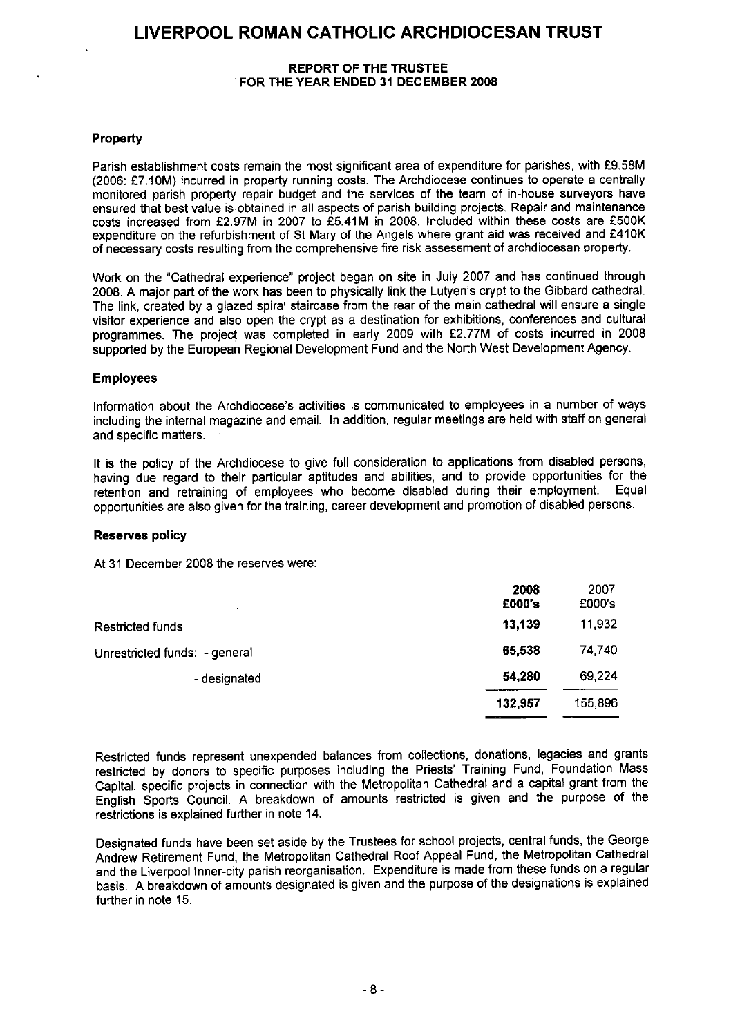## Property

Parish establishment costs remain the most significant area of expenditure for parishes, with £9.58M (2006: £7.10M) incurred in property running costs. The Archdiocese continues to operate a centrally monitored parish property repair budget and the services of the team of in-house surveyors have ensured that best value is obtained in all aspects of parish building projects. Repair and maintenance costs increased from £2.97M in 2007 to £5.41M in 2008. Included within these costs are £500K expenditure on the refurbishment of St Mary of the Angels where grant aid was received and £410K of necessary costs resulting from the comprehensive fire risk assessment of archdiocesan property.

Work on the "Cathedral experience" project began on site in July 2007 and has continued through 2008. A major part of the work has been to physically link the Lutyen's crypt to the Gibbard cathedral. The link, created by a glazed spiral staircase from the rear of the main cathedral will ensure a single visitor experience and also open the crypt as a destination for exhibitions, conferences and cultural programmes. The project was completed in early 2009 with £2.77M of costs incurred in 2008 supported by the European Regional Development Fund and the North West Development Agency.

## Employees

Information about the Archdiocese's activities is communicated to employees in a number of ways including the internal magazine and email. In addition, regular meetings are held with staff on general and specific matters.

It is the policy of the Archdiocese to give full consideration to applications from disabled persons, having due regard to their particular aptitudes and abilities, and to provide opportunities for the retention and retraining of employees who become disabled during their employment. Equal opportunities are also given for the training, career development and promotion of disabled persons.

## Reserves policy

At 31 December 2008 the reserves were:

| | **2008 £000's** | 2007 £000's |
|---|---|---|
| Restricted funds | **13,139** | 11,932 |
| Unrestricted funds: - general | **65,538** | 74,740 |
| - designated | **54,280** | 69,224 |
| | **132,957** | 155,896 |

Restricted funds represent unexpended balances from collections, donations, legacies and grants restricted by donors to specific purposes including the Priests' Training Fund, Foundation Mass Capital, specific projects in connection with the Metropolitan Cathedral and a capital grant from the English Sports Council. A breakdown of amounts restricted is given and the purpose of the restrictions is explained further in note 14.

Designated funds have been set aside by the Trustees for school projects, central funds, the George Andrew Retirement Fund, the Metropolitan Cathedral Roof Appeal Fund, the Metropolitan Cathedral and the Liverpool Inner-city parish reorganisation. Expenditure is made from these funds on a regular basis. A breakdown of amounts designated is given and the purpose of the designations is explained further in note 15.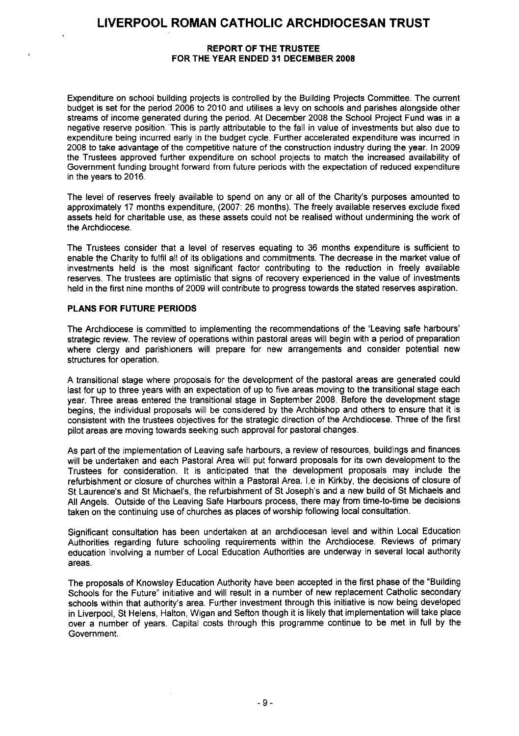Expenditure on school building projects is controlled by the Building Projects Committee. The current budget is set for the period 2006 to 2010 and utilises a levy on schools and parishes alongside other streams of income generated during the period. At December 2008 the School Project Fund was in a negative reserve position. This is partly attributable to the fall in value of investments but also due to expenditure being incurred early in the budget cycle. Further accelerated expenditure was incurred in 2008 to take advantage of the competitive nature of the construction industry during the year. In 2009 the Trustees approved further expenditure on school projects to match the increased availability of Government funding brought forward from future periods with the expectation of reduced expenditure in the years to 2016.

The level of reserves freely available to spend on any or all of the Charity's purposes amounted to approximately 17 months expenditure, (2007: 26 months). The freely available reserves exclude fixed assets held for charitable use, as these assets could not be realised without undermining the work of the Archdiocese.

The Trustees consider that a level of reserves equating to 36 months expenditure is sufficient to enable the Charity to fulfil all of its obligations and commitments. The decrease in the market value of investments held is the most significant factor contributing to the reduction in freely available reserves. The trustees are optimistic that signs of recovery experienced in the value of investments held in the first nine months of 2009 will contribute to progress towards the stated reserves aspiration.

**PLANS FOR FUTURE PERIODS**

The Archdiocese is committed to implementing the recommendations of the 'Leaving safe harbours' strategic review. The review of operations within pastoral areas will begin with a period of preparation where clergy and parishioners will prepare for new arrangements and consider potential new structures for operation.

A transitional stage where proposals for the development of the pastoral areas are generated could last for up to three years with an expectation of up to five areas moving to the transitional stage each year. Three areas entered the transitional stage in September 2008. Before the development stage begins, the individual proposals will be considered by the Archbishop and others to ensure that it is consistent with the trustees objectives for the strategic direction of the Archdiocese. Three of the first pilot areas are moving towards seeking such approval for pastoral changes.

As part of the implementation of Leaving safe harbours, a review of resources, buildings and finances will be undertaken and each Pastoral Area will put forward proposals for its own development to the Trustees for consideration. It is anticipated that the development proposals may include the refurbishment or closure of churches within a Pastoral Area. I.e in Kirkby, the decisions of closure of St Laurence's and St Michael's, the refurbishment of St Joseph's and a new build of St Michaels and All Angels. Outside of the Leaving Safe Harbours process, there may from time-to-time be decisions taken on the continuing use of churches as places of worship following local consultation.

Significant consultation has been undertaken at an archdiocesan level and within Local Education Authorities regarding future schooling requirements within the Archdiocese. Reviews of primary education involving a number of Local Education Authorities are underway in several local authority areas.

The proposals of Knowsley Education Authority have been accepted in the first phase of the "Building Schools for the Future" initiative and will result in a number of new replacement Catholic secondary schools within that authority's area. Further investment through this initiative is now being developed in Liverpool, St Helens, Halton, Wigan and Sefton though it is likely that implementation will take place over a number of years. Capital costs through this programme continue to be met in full by the Government.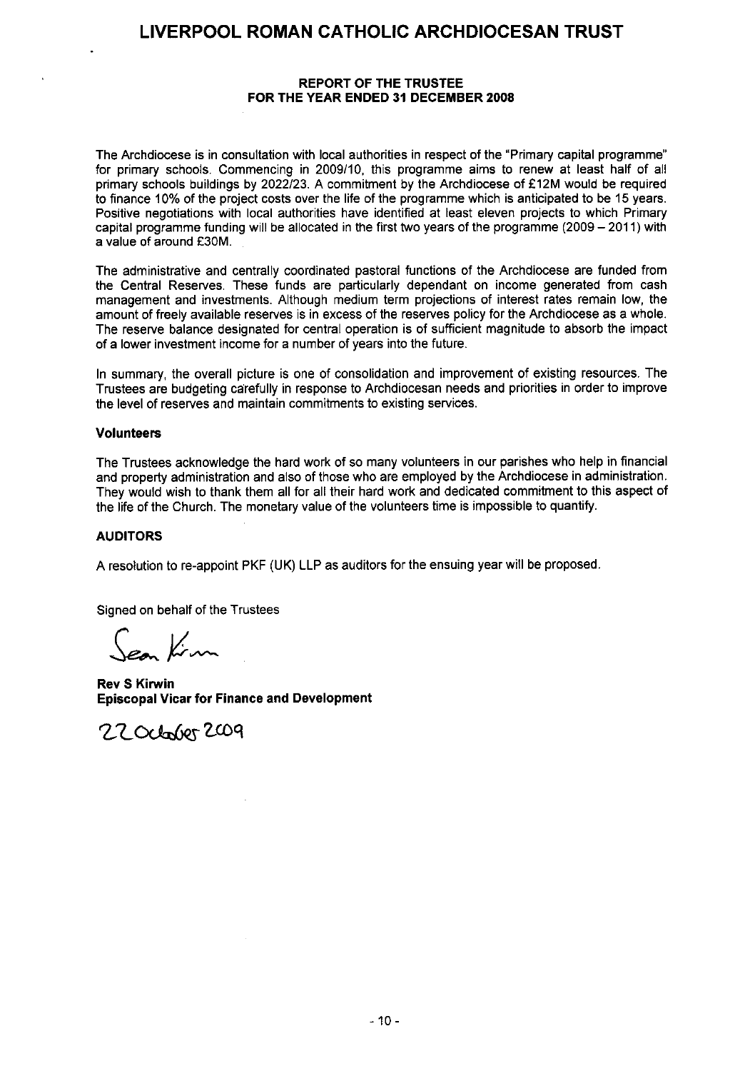# LIVERPOOL ROMAN CATHOLIC ARCHDIOCESAN TRUST

## REPORT OF THE TRUSTEE FOR THE YEAR ENDED 31 DECEMBER 2008

The Archdiocese is in consultation with local authorities in respect of the "Primary capital programme" for primary schools. Commencing in 2009/10, this programme aims to renew at least half of all primary schools buildings by 2022/23. A commitment by the Archdiocese of £12M would be required to finance 10% of the project costs over the life of the programme which is anticipated to be 15 years. Positive negotiations with local authorities have identified at least eleven projects to which Primary capital programme funding will be allocated in the first two years of the programme (2009 – 2011) with a value of around £30M.

The administrative and centrally coordinated pastoral functions of the Archdiocese are funded from the Central Reserves. These funds are particularly dependant on income generated from cash management and investments. Although medium term projections of interest rates remain low, the amount of freely available reserves is in excess of the reserves policy for the Archdiocese as a whole. The reserve balance designated for central operation is of sufficient magnitude to absorb the impact of a lower investment income for a number of years into the future.

In summary, the overall picture is one of consolidation and improvement of existing resources. The Trustees are budgeting carefully in response to Archdiocesan needs and priorities in order to improve the level of reserves and maintain commitments to existing services.

### Volunteers

The Trustees acknowledge the hard work of so many volunteers in our parishes who help in financial and property administration and also of those who are employed by the Archdiocese in administration. They would wish to thank them all for all their hard work and dedicated commitment to this aspect of the life of the Church. The monetary value of the volunteers time is impossible to quantify.

### AUDITORS

A resolution to re-appoint PKF (UK) LLP as auditors for the ensuing year will be proposed.

Signed on behalf of the Trustees

Sean Kirwin

**Rev S Kirwin**
**Episcopal Vicar for Finance and Development**

22 October 2009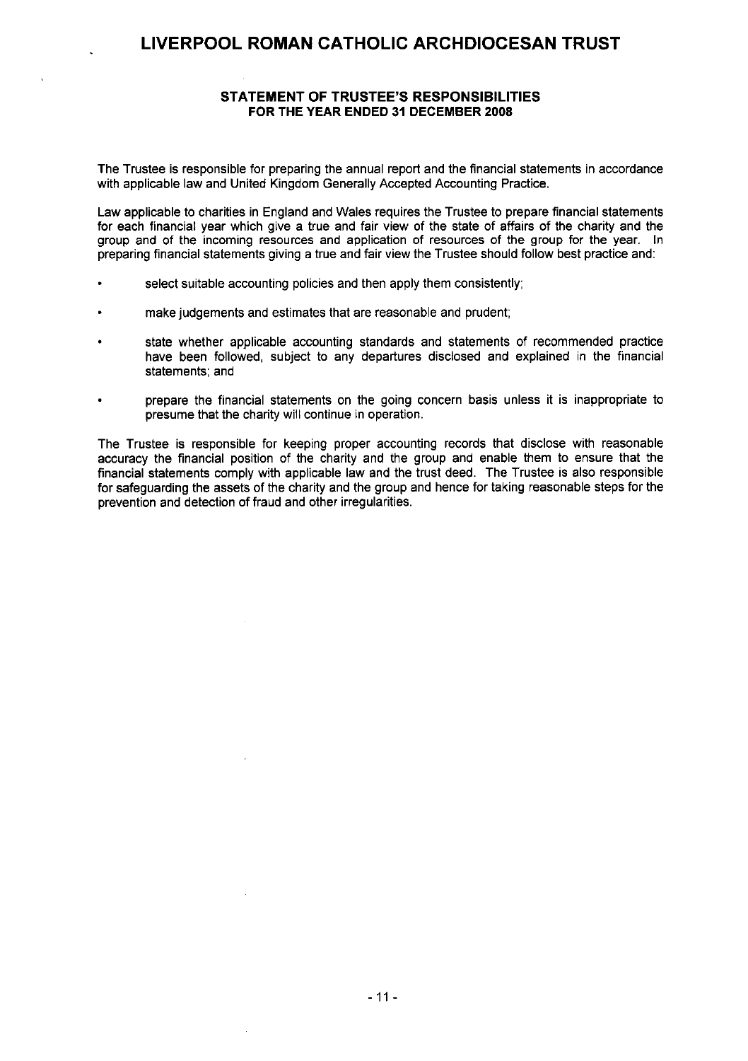## STATEMENT OF TRUSTEE'S RESPONSIBILITIES
### FOR THE YEAR ENDED 31 DECEMBER 2008

The Trustee is responsible for preparing the annual report and the financial statements in accordance with applicable law and United Kingdom Generally Accepted Accounting Practice.

Law applicable to charities in England and Wales requires the Trustee to prepare financial statements for each financial year which give a true and fair view of the state of affairs of the charity and the group and of the incoming resources and application of resources of the group for the year. In preparing financial statements giving a true and fair view the Trustee should follow best practice and:

- select suitable accounting policies and then apply them consistently;
- make judgements and estimates that are reasonable and prudent;
- state whether applicable accounting standards and statements of recommended practice have been followed, subject to any departures disclosed and explained in the financial statements; and
- prepare the financial statements on the going concern basis unless it is inappropriate to presume that the charity will continue in operation.

The Trustee is responsible for keeping proper accounting records that disclose with reasonable accuracy the financial position of the charity and the group and enable them to ensure that the financial statements comply with applicable law and the trust deed. The Trustee is also responsible for safeguarding the assets of the charity and the group and hence for taking reasonable steps for the prevention and detection of fraud and other irregularities.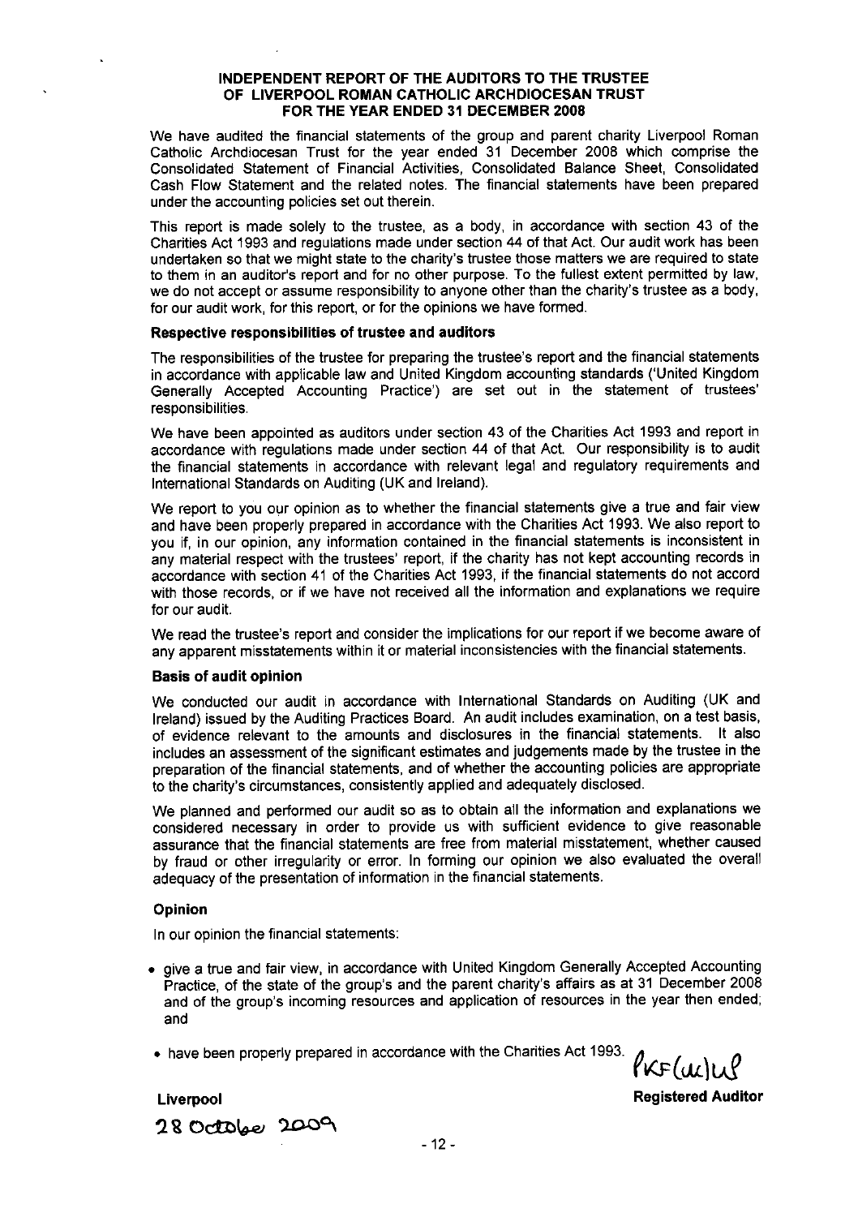# INDEPENDENT REPORT OF THE AUDITORS TO THE TRUSTEE OF LIVERPOOL ROMAN CATHOLIC ARCHDIOCESAN TRUST FOR THE YEAR ENDED 31 DECEMBER 2008

We have audited the financial statements of the group and parent charity Liverpool Roman Catholic Archdiocesan Trust for the year ended 31 December 2008 which comprise the Consolidated Statement of Financial Activities, Consolidated Balance Sheet, Consolidated Cash Flow Statement and the related notes. The financial statements have been prepared under the accounting policies set out therein.

This report is made solely to the trustee, as a body, in accordance with section 43 of the Charities Act 1993 and regulations made under section 44 of that Act. Our audit work has been undertaken so that we might state to the charity's trustee those matters we are required to state to them in an auditor's report and for no other purpose. To the fullest extent permitted by law, we do not accept or assume responsibility to anyone other than the charity's trustee as a body, for our audit work, for this report, or for the opinions we have formed.

### Respective responsibilities of trustee and auditors

The responsibilities of the trustee for preparing the trustee's report and the financial statements in accordance with applicable law and United Kingdom accounting standards ('United Kingdom Generally Accepted Accounting Practice') are set out in the statement of trustees' responsibilities.

We have been appointed as auditors under section 43 of the Charities Act 1993 and report in accordance with regulations made under section 44 of that Act. Our responsibility is to audit the financial statements in accordance with relevant legal and regulatory requirements and International Standards on Auditing (UK and Ireland).

We report to you our opinion as to whether the financial statements give a true and fair view and have been properly prepared in accordance with the Charities Act 1993. We also report to you if, in our opinion, any information contained in the financial statements is inconsistent in any material respect with the trustees' report, if the charity has not kept accounting records in accordance with section 41 of the Charities Act 1993, if the financial statements do not accord with those records, or if we have not received all the information and explanations we require for our audit.

We read the trustee's report and consider the implications for our report if we become aware of any apparent misstatements within it or material inconsistencies with the financial statements.

### Basis of audit opinion

We conducted our audit in accordance with International Standards on Auditing (UK and Ireland) issued by the Auditing Practices Board. An audit includes examination, on a test basis, of evidence relevant to the amounts and disclosures in the financial statements. It also includes an assessment of the significant estimates and judgements made by the trustee in the preparation of the financial statements, and of whether the accounting policies are appropriate to the charity's circumstances, consistently applied and adequately disclosed.

We planned and performed our audit so as to obtain all the information and explanations we considered necessary in order to provide us with sufficient evidence to give reasonable assurance that the financial statements are free from material misstatement, whether caused by fraud or other irregularity or error. In forming our opinion we also evaluated the overall adequacy of the presentation of information in the financial statements.

### Opinion

In our opinion the financial statements:

- give a true and fair view, in accordance with United Kingdom Generally Accepted Accounting Practice, of the state of the group's and the parent charity's affairs as at 31 December 2008 and of the group's incoming resources and application of resources in the year then ended; and
- have been properly prepared in accordance with the Charities Act 1993.

PKF (UK) LLP

**Registered Auditor**

**Liverpool**

28 October 2009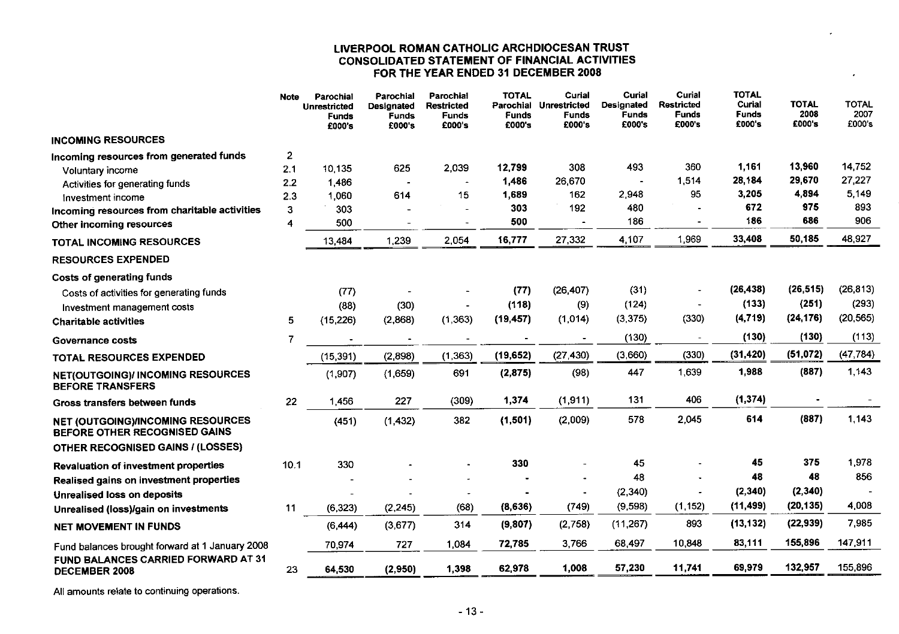# LIVERPOOL ROMAN CATHOLIC ARCHDIOCESAN TRUST
## CONSOLIDATED STATEMENT OF FINANCIAL ACTIVITIES
## FOR THE YEAR ENDED 31 DECEMBER 2008

| | Note | Parochial Unrestricted Funds £000's | Parochial Designated Funds £000's | Parochial Restricted Funds £000's | TOTAL Parochial Funds £000's | Curial Unrestricted Funds £000's | Curial Designated Funds £000's | Curial Restricted Funds £000's | TOTAL Curial Funds £000's | TOTAL 2008 £000's | TOTAL 2007 £000's |
|---|---|---|---|---|---|---|---|---|---|---|---|
| **INCOMING RESOURCES** | | | | | | | | | | | |
| **Incoming resources from generated funds** | 2 | | | | | | | | | | |
| Voluntary income | 2.1 | 10,135 | 625 | 2,039 | **12,799** | 308 | 493 | 360 | **1,161** | **13,960** | 14,752 |
| Activities for generating funds | 2.2 | 1,486 | - | - | **1,486** | 26,670 | - | 1,514 | **28,184** | **29,670** | 27,227 |
| Investment income | 2.3 | 1,060 | 614 | 15 | **1,689** | 162 | 2,948 | 95 | **3,205** | **4,894** | 5,149 |
| **Incoming resources from charitable activities** | 3 | 303 | - | - | **303** | 192 | 480 | - | **672** | **975** | 893 |
| **Other incoming resources** | 4 | 500 | - | - | **500** | - | 186 | - | **186** | **686** | 906 |
| **TOTAL INCOMING RESOURCES** | | 13,484 | 1,239 | 2,054 | **16,777** | 27,332 | 4,107 | 1,969 | **33,408** | **50,185** | 48,927 |
| **RESOURCES EXPENDED** | | | | | | | | | | | |
| **Costs of generating funds** | | | | | | | | | | | |
| Costs of activities for generating funds | | (77) | - | - | **(77)** | (26,407) | (31) | - | **(26,438)** | **(26,515)** | (26,813) |
| Investment management costs | | (88) | (30) | - | **(118)** | (9) | (124) | - | **(133)** | **(251)** | (293) |
| **Charitable activities** | 5 | (15,226) | (2,868) | (1,363) | **(19,457)** | (1,014) | (3,375) | (330) | **(4,719)** | **(24,176)** | (20,565) |
| **Governance costs** | 7 | - | - | - | **-** | - | (130) | - | **(130)** | **(130)** | (113) |
| **TOTAL RESOURCES EXPENDED** | | (15,391) | (2,898) | (1,363) | **(19,652)** | (27,430) | (3,660) | (330) | **(31,420)** | **(51,072)** | (47,784) |
| **NET(OUTGOING)/ INCOMING RESOURCES BEFORE TRANSFERS** | | (1,907) | (1,659) | 691 | **(2,875)** | (98) | 447 | 1,639 | **1,988** | **(887)** | 1,143 |
| **Gross transfers between funds** | 22 | 1,456 | 227 | (309) | **1,374** | (1,911) | 131 | 406 | **(1,374)** | **-** | - |
| **NET (OUTGOING)/INCOMING RESOURCES BEFORE OTHER RECOGNISED GAINS** | | (451) | (1,432) | 382 | **(1,501)** | (2,009) | 578 | 2,045 | **614** | **(887)** | 1,143 |
| **OTHER RECOGNISED GAINS / (LOSSES)** | | | | | | | | | | | |
| **Revaluation of investment properties** | 10.1 | 330 | - | - | **330** | - | 45 | - | **45** | **375** | 1,978 |
| **Realised gains on investment properties** | | - | - | - | **-** | - | 48 | - | **48** | **48** | 856 |
| **Unrealised loss on deposits** | | - | - | - | **-** | - | (2,340) | - | **(2,340)** | **(2,340)** | - |
| **Unrealised (loss)/gain on investments** | 11 | (6,323) | (2,245) | (68) | **(8,636)** | (749) | (9,598) | (1,152) | **(11,499)** | **(20,135)** | 4,008 |
| **NET MOVEMENT IN FUNDS** | | (6,444) | (3,677) | 314 | **(9,807)** | (2,758) | (11,267) | 893 | **(13,132)** | **(22,939)** | 7,985 |
| Fund balances brought forward at 1 January 2008 | | 70,974 | 727 | 1,084 | **72,785** | 3,766 | 68,497 | 10,848 | **83,111** | **155,896** | 147,911 |
| **FUND BALANCES CARRIED FORWARD AT 31 DECEMBER 2008** | 23 | **64,530** | **(2,950)** | **1,398** | **62,978** | **1,008** | **57,230** | **11,741** | **69,979** | **132,957** | 155,896 |

All amounts relate to continuing operations.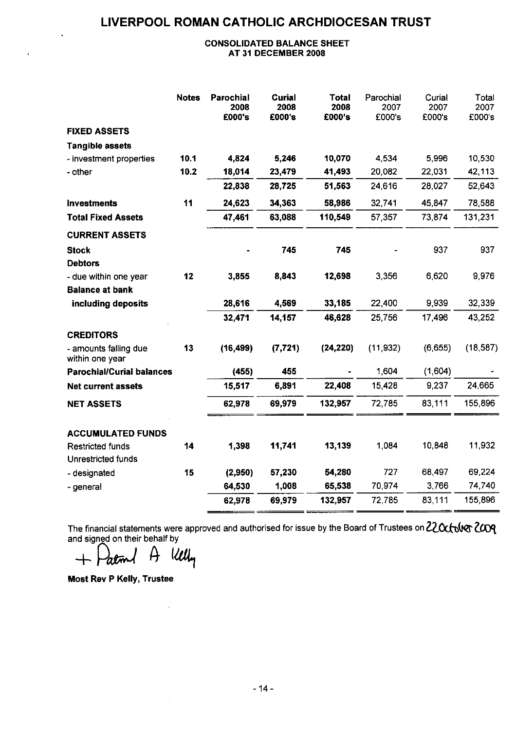# LIVERPOOL ROMAN CATHOLIC ARCHDIOCESAN TRUST

## CONSOLIDATED BALANCE SHEET AT 31 DECEMBER 2008

| | Notes | Parochial 2008 £000's | Curial 2008 £000's | Total 2008 £000's | Parochial 2007 £000's | Curial 2007 £000's | Total 2007 £000's |
|---|---|---|---|---|---|---|---|
| **FIXED ASSETS** | | | | | | | |
| **Tangible assets** | | | | | | | |
| - investment properties | 10.1 | 4,824 | 5,246 | 10,070 | 4,534 | 5,996 | 10,530 |
| - other | 10.2 | 18,014 | 23,479 | 41,493 | 20,082 | 22,031 | 42,113 |
| | | 22,838 | 28,725 | 51,563 | 24,616 | 28,027 | 52,643 |
| **Investments** | 11 | 24,623 | 34,363 | 58,986 | 32,741 | 45,847 | 78,588 |
| **Total Fixed Assets** | | 47,461 | 63,088 | 110,549 | 57,357 | 73,874 | 131,231 |
| **CURRENT ASSETS** | | | | | | | |
| **Stock** | | - | 745 | 745 | - | 937 | 937 |
| **Debtors** | | | | | | | |
| - due within one year | 12 | 3,855 | 8,843 | 12,698 | 3,356 | 6,620 | 9,976 |
| **Balance at bank including deposits** | | 28,616 | 4,569 | 33,185 | 22,400 | 9,939 | 32,339 |
| | | 32,471 | 14,157 | 46,628 | 25,756 | 17,496 | 43,252 |
| **CREDITORS** | | | | | | | |
| - amounts falling due within one year | 13 | (16,499) | (7,721) | (24,220) | (11,932) | (6,655) | (18,587) |
| **Parochial/Curial balances** | | (455) | 455 | - | 1,604 | (1,604) | - |
| **Net current assets** | | 15,517 | 6,891 | 22,408 | 15,428 | 9,237 | 24,665 |
| **NET ASSETS** | | 62,978 | 69,979 | 132,957 | 72,785 | 83,111 | 155,896 |
| **ACCUMULATED FUNDS** | | | | | | | |
| Restricted funds | 14 | 1,398 | 11,741 | 13,139 | 1,084 | 10,848 | 11,932 |
| Unrestricted funds | | | | | | | |
| - designated | 15 | (2,950) | 57,230 | 54,280 | 727 | 68,497 | 69,224 |
| - general | | 64,530 | 1,008 | 65,538 | 70,974 | 3,766 | 74,740 |
| | | 62,978 | 69,979 | 132,957 | 72,785 | 83,111 | 155,896 |

The financial statements were approved and authorised for issue by the Board of Trustees on 22 October 2009 and signed on their behalf by

+ Patrick A Kelly

**Most Rev P Kelly, Trustee**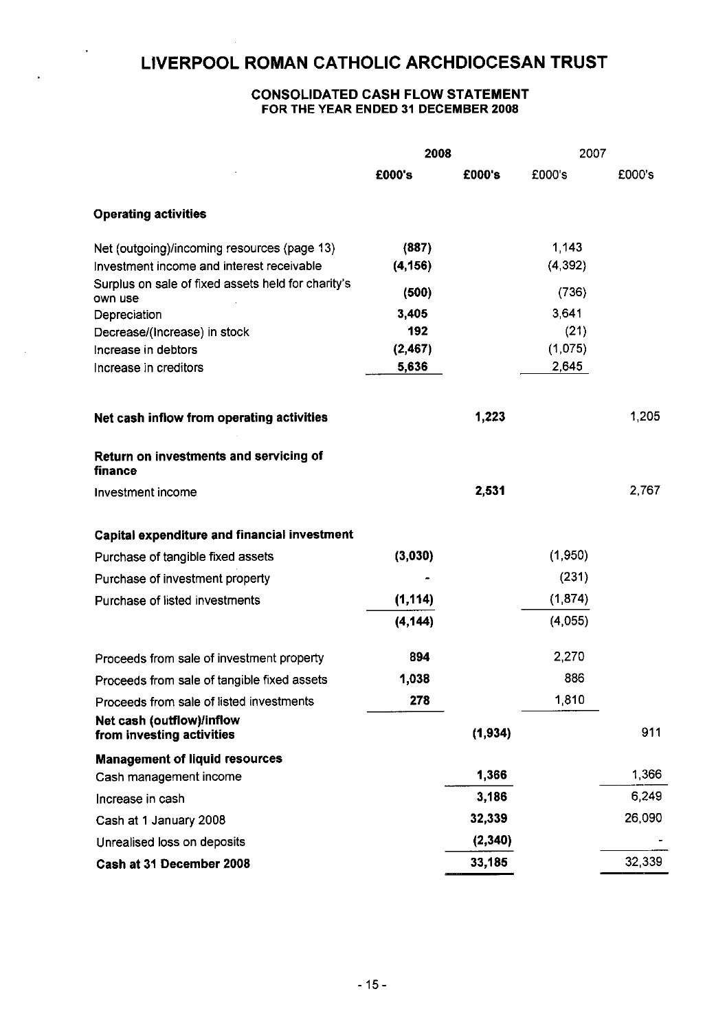# LIVERPOOL ROMAN CATHOLIC ARCHDIOCESAN TRUST

## CONSOLIDATED CASH FLOW STATEMENT
### FOR THE YEAR ENDED 31 DECEMBER 2008

| | 2008 | | 2007 | |
|---|---|---|---|---|
| | **£000's** | **£000's** | £000's | £000's |
| **Operating activities** | | | | |
| Net (outgoing)/incoming resources (page 13) | **(887)** | | 1,143 | |
| Investment income and interest receivable | **(4,156)** | | (4,392) | |
| Surplus on sale of fixed assets held for charity's own use | **(500)** | | (736) | |
| Depreciation | **3,405** | | 3,641 | |
| Decrease/(Increase) in stock | **192** | | (21) | |
| Increase in debtors | **(2,467)** | | (1,075) | |
| Increase in creditors | **5,636** | | 2,645 | |
| **Net cash inflow from operating activities** | | **1,223** | | 1,205 |
| **Return on investments and servicing of finance** | | | | |
| Investment income | | **2,531** | | 2,767 |
| **Capital expenditure and financial investment** | | | | |
| Purchase of tangible fixed assets | **(3,030)** | | (1,950) | |
| Purchase of investment property | **-** | | (231) | |
| Purchase of listed investments | **(1,114)** | | (1,874) | |
| | **(4,144)** | | (4,055) | |
| Proceeds from sale of investment property | **894** | | 2,270 | |
| Proceeds from sale of tangible fixed assets | **1,038** | | 886 | |
| Proceeds from sale of listed investments | **278** | | 1,810 | |
| **Net cash (outflow)/inflow from investing activities** | | **(1,934)** | | 911 |
| **Management of liquid resources** | | | | |
| Cash management income | | **1,366** | | 1,366 |
| Increase in cash | | **3,186** | | 6,249 |
| Cash at 1 January 2008 | | **32,339** | | 26,090 |
| Unrealised loss on deposits | | **(2,340)** | | - |
| **Cash at 31 December 2008** | | **33,185** | | 32,339 |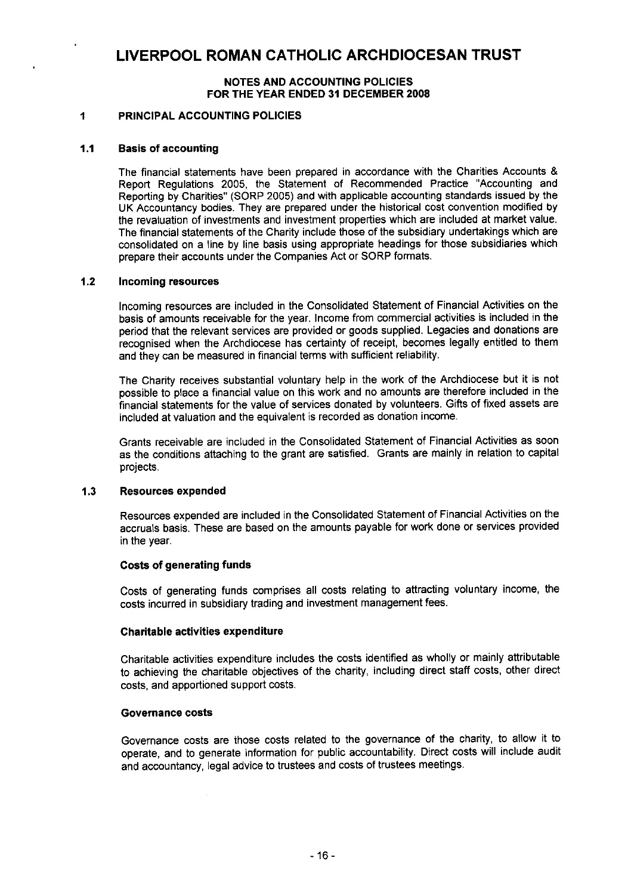# LIVERPOOL ROMAN CATHOLIC ARCHDIOCESAN TRUST

## NOTES AND ACCOUNTING POLICIES
## FOR THE YEAR ENDED 31 DECEMBER 2008

### 1 PRINCIPAL ACCOUNTING POLICIES

#### 1.1 Basis of accounting

The financial statements have been prepared in accordance with the Charities Accounts & Report Regulations 2005, the Statement of Recommended Practice "Accounting and Reporting by Charities" (SORP 2005) and with applicable accounting standards issued by the UK Accountancy bodies. They are prepared under the historical cost convention modified by the revaluation of investments and investment properties which are included at market value. The financial statements of the Charity include those of the subsidiary undertakings which are consolidated on a line by line basis using appropriate headings for those subsidiaries which prepare their accounts under the Companies Act or SORP formats.

#### 1.2 Incoming resources

Incoming resources are included in the Consolidated Statement of Financial Activities on the basis of amounts receivable for the year. Income from commercial activities is included in the period that the relevant services are provided or goods supplied. Legacies and donations are recognised when the Archdiocese has certainty of receipt, becomes legally entitled to them and they can be measured in financial terms with sufficient reliability.

The Charity receives substantial voluntary help in the work of the Archdiocese but it is not possible to place a financial value on this work and no amounts are therefore included in the financial statements for the value of services donated by volunteers. Gifts of fixed assets are included at valuation and the equivalent is recorded as donation income.

Grants receivable are included in the Consolidated Statement of Financial Activities as soon as the conditions attaching to the grant are satisfied. Grants are mainly in relation to capital projects.

#### 1.3 Resources expended

Resources expended are included in the Consolidated Statement of Financial Activities on the accruals basis. These are based on the amounts payable for work done or services provided in the year.

**Costs of generating funds**

Costs of generating funds comprises all costs relating to attracting voluntary income, the costs incurred in subsidiary trading and investment management fees.

**Charitable activities expenditure**

Charitable activities expenditure includes the costs identified as wholly or mainly attributable to achieving the charitable objectives of the charity, including direct staff costs, other direct costs, and apportioned support costs.

**Governance costs**

Governance costs are those costs related to the governance of the charity, to allow it to operate, and to generate information for public accountability. Direct costs will include audit and accountancy, legal advice to trustees and costs of trustees meetings.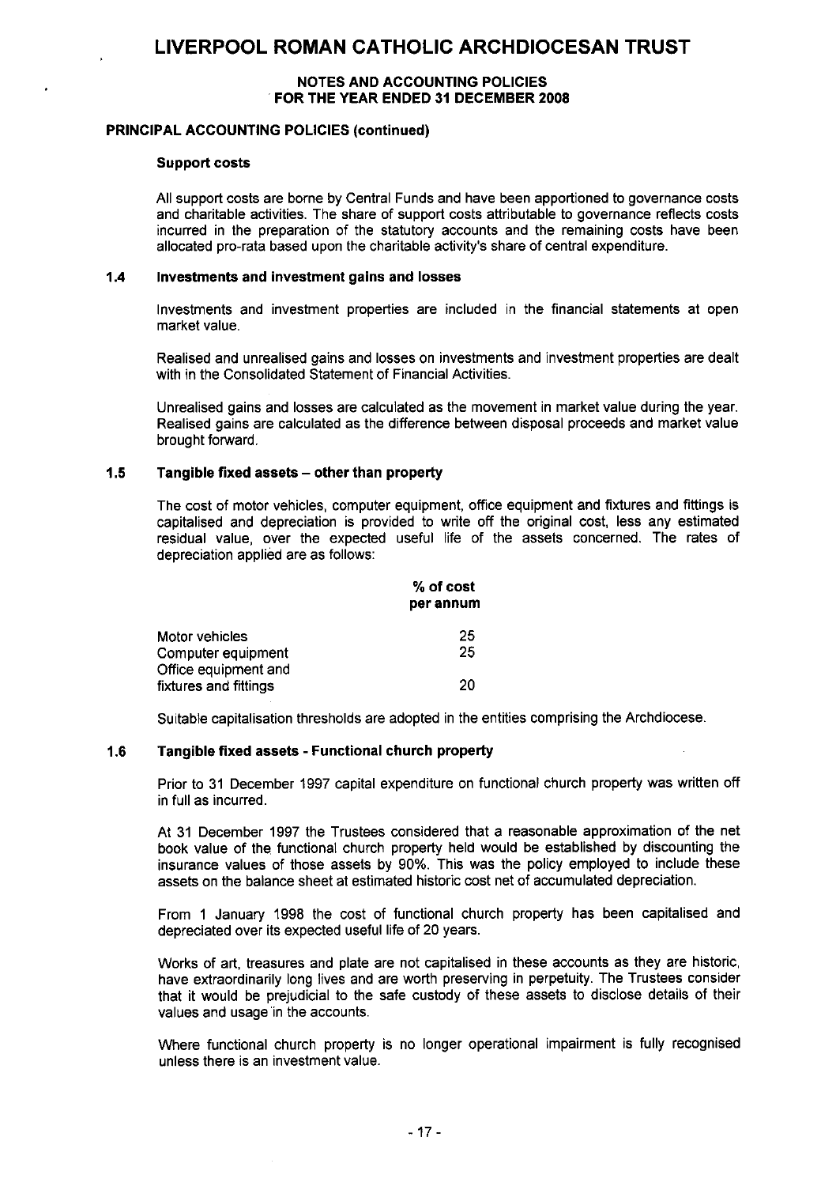# LIVERPOOL ROMAN CATHOLIC ARCHDIOCESAN TRUST

**NOTES AND ACCOUNTING POLICIES FOR THE YEAR ENDED 31 DECEMBER 2008**

**PRINCIPAL ACCOUNTING POLICIES (continued)**

**Support costs**

All support costs are borne by Central Funds and have been apportioned to governance costs and charitable activities. The share of support costs attributable to governance reflects costs incurred in the preparation of the statutory accounts and the remaining costs have been allocated pro-rata based upon the charitable activity's share of central expenditure.

### 1.4 Investments and investment gains and losses

Investments and investment properties are included in the financial statements at open market value.

Realised and unrealised gains and losses on investments and investment properties are dealt with in the Consolidated Statement of Financial Activities.

Unrealised gains and losses are calculated as the movement in market value during the year. Realised gains are calculated as the difference between disposal proceeds and market value brought forward.

### 1.5 Tangible fixed assets – other than property

The cost of motor vehicles, computer equipment, office equipment and fixtures and fittings is capitalised and depreciation is provided to write off the original cost, less any estimated residual value, over the expected useful life of the assets concerned. The rates of depreciation applied are as follows:

| | % of cost per annum |
|---|---|
| Motor vehicles | 25 |
| Computer equipment | 25 |
| Office equipment and fixtures and fittings | 20 |

Suitable capitalisation thresholds are adopted in the entities comprising the Archdiocese.

### 1.6 Tangible fixed assets - Functional church property

Prior to 31 December 1997 capital expenditure on functional church property was written off in full as incurred.

At 31 December 1997 the Trustees considered that a reasonable approximation of the net book value of the functional church property held would be established by discounting the insurance values of those assets by 90%. This was the policy employed to include these assets on the balance sheet at estimated historic cost net of accumulated depreciation.

From 1 January 1998 the cost of functional church property has been capitalised and depreciated over its expected useful life of 20 years.

Works of art, treasures and plate are not capitalised in these accounts as they are historic, have extraordinarily long lives and are worth preserving in perpetuity. The Trustees consider that it would be prejudicial to the safe custody of these assets to disclose details of their values and usage in the accounts.

Where functional church property is no longer operational impairment is fully recognised unless there is an investment value.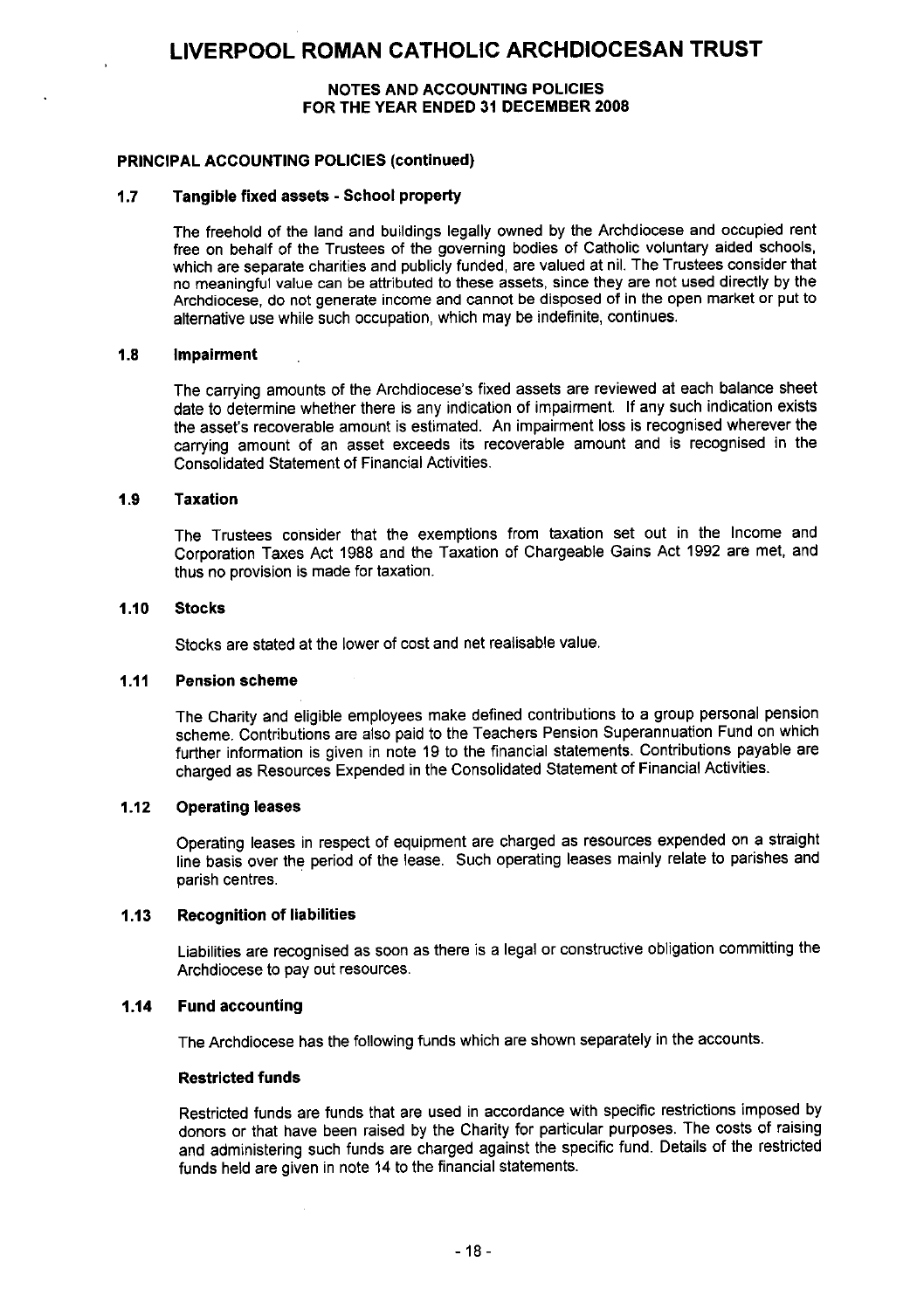# LIVERPOOL ROMAN CATHOLIC ARCHDIOCESAN TRUST

### NOTES AND ACCOUNTING POLICIES
### FOR THE YEAR ENDED 31 DECEMBER 2008

## PRINCIPAL ACCOUNTING POLICIES (continued)

### 1.7 Tangible fixed assets - School property

The freehold of the land and buildings legally owned by the Archdiocese and occupied rent free on behalf of the Trustees of the governing bodies of Catholic voluntary aided schools, which are separate charities and publicly funded, are valued at nil. The Trustees consider that no meaningful value can be attributed to these assets, since they are not used directly by the Archdiocese, do not generate income and cannot be disposed of in the open market or put to alternative use while such occupation, which may be indefinite, continues.

### 1.8 Impairment

The carrying amounts of the Archdiocese's fixed assets are reviewed at each balance sheet date to determine whether there is any indication of impairment. If any such indication exists the asset's recoverable amount is estimated. An impairment loss is recognised wherever the carrying amount of an asset exceeds its recoverable amount and is recognised in the Consolidated Statement of Financial Activities.

### 1.9 Taxation

The Trustees consider that the exemptions from taxation set out in the Income and Corporation Taxes Act 1988 and the Taxation of Chargeable Gains Act 1992 are met, and thus no provision is made for taxation.

### 1.10 Stocks

Stocks are stated at the lower of cost and net realisable value.

### 1.11 Pension scheme

The Charity and eligible employees make defined contributions to a group personal pension scheme. Contributions are also paid to the Teachers Pension Superannuation Fund on which further information is given in note 19 to the financial statements. Contributions payable are charged as Resources Expended in the Consolidated Statement of Financial Activities.

### 1.12 Operating leases

Operating leases in respect of equipment are charged as resources expended on a straight line basis over the period of the lease. Such operating leases mainly relate to parishes and parish centres.

### 1.13 Recognition of liabilities

Liabilities are recognised as soon as there is a legal or constructive obligation committing the Archdiocese to pay out resources.

### 1.14 Fund accounting

The Archdiocese has the following funds which are shown separately in the accounts.

**Restricted funds**

Restricted funds are funds that are used in accordance with specific restrictions imposed by donors or that have been raised by the Charity for particular purposes. The costs of raising and administering such funds are charged against the specific fund. Details of the restricted funds held are given in note 14 to the financial statements.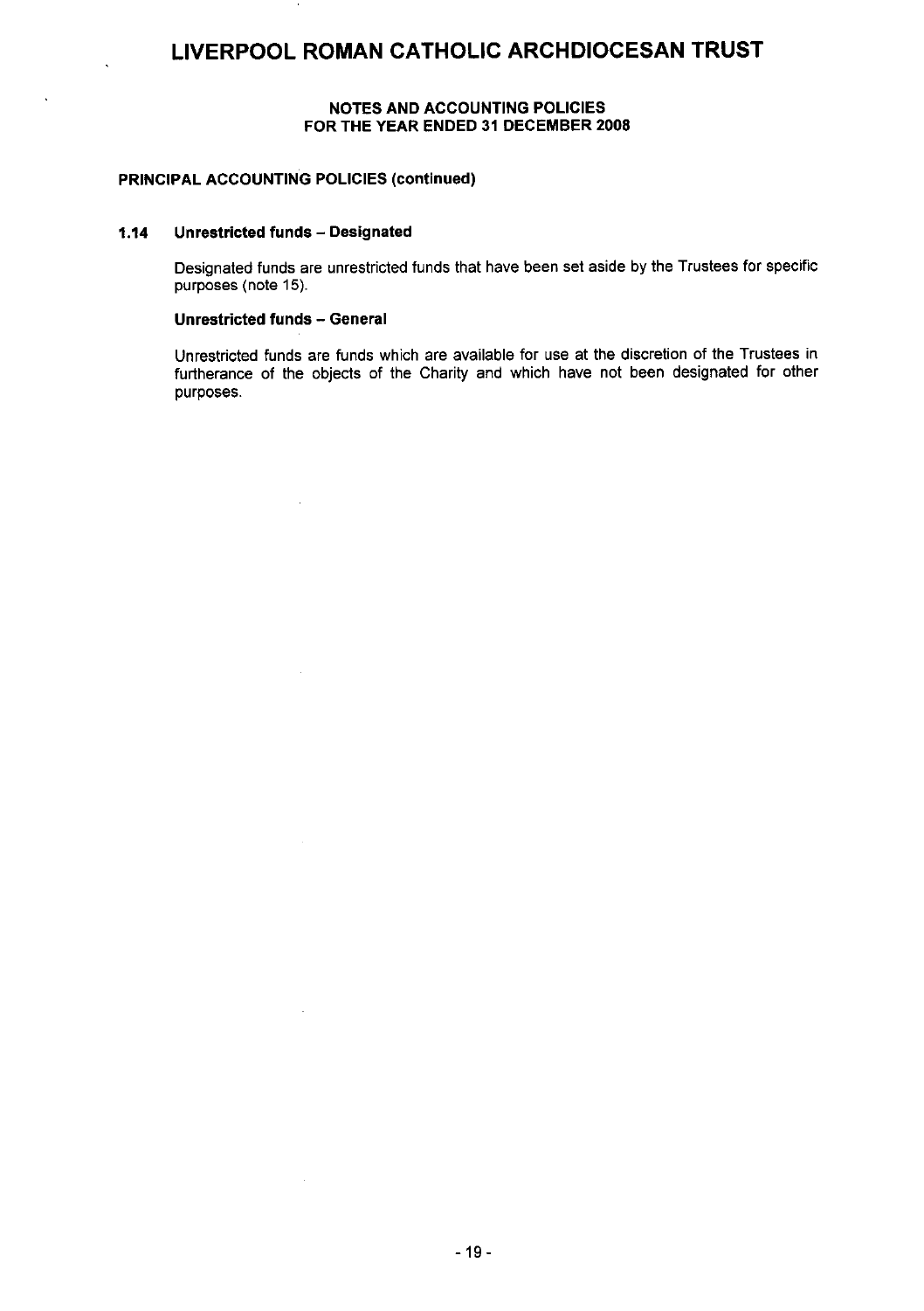# LIVERPOOL ROMAN CATHOLIC ARCHDIOCESAN TRUST

## NOTES AND ACCOUNTING POLICIES FOR THE YEAR ENDED 31 DECEMBER 2008

### PRINCIPAL ACCOUNTING POLICIES (continued)

**1.14 Unrestricted funds – Designated**

Designated funds are unrestricted funds that have been set aside by the Trustees for specific purposes (note 15).

**Unrestricted funds – General**

Unrestricted funds are funds which are available for use at the discretion of the Trustees in furtherance of the objects of the Charity and which have not been designated for other purposes.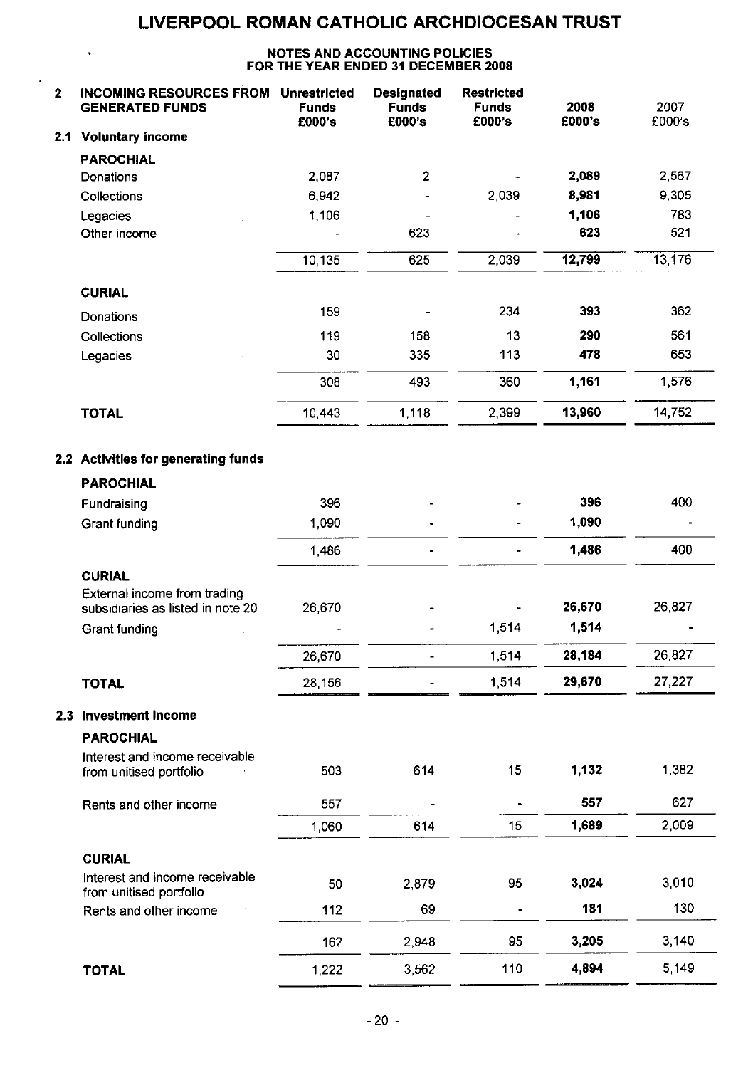# LIVERPOOL ROMAN CATHOLIC ARCHDIOCESAN TRUST

## NOTES AND ACCOUNTING POLICIES FOR THE YEAR ENDED 31 DECEMBER 2008

| 2 INCOMING RESOURCES FROM GENERATED FUNDS | Unrestricted Funds £000's | Designated Funds £000's | Restricted Funds £000's | 2008 £000's | 2007 £000's |
|---|---|---|---|---|---|
| **2.1 Voluntary income** | | | | | |
| **PAROCHIAL** | | | | | |
| Donations | 2,087 | 2 | - | **2,089** | 2,567 |
| Collections | 6,942 | - | 2,039 | **8,981** | 9,305 |
| Legacies | 1,106 | - | - | **1,106** | 783 |
| Other income | - | 623 | - | **623** | 521 |
| | 10,135 | 625 | 2,039 | **12,799** | 13,176 |
| **CURIAL** | | | | | |
| Donations | 159 | - | 234 | **393** | 362 |
| Collections | 119 | 158 | 13 | **290** | 561 |
| Legacies | 30 | 335 | 113 | **478** | 653 |
| | 308 | 493 | 360 | **1,161** | 1,576 |
| **TOTAL** | 10,443 | 1,118 | 2,399 | **13,960** | 14,752 |
| **2.2 Activities for generating funds** | | | | | |
| **PAROCHIAL** | | | | | |
| Fundraising | 396 | - | - | **396** | 400 |
| Grant funding | 1,090 | - | - | **1,090** | - |
| | 1,486 | - | - | **1,486** | 400 |
| **CURIAL** | | | | | |
| External income from trading subsidiaries as listed in note 20 | 26,670 | - | - | **26,670** | 26,827 |
| Grant funding | - | - | 1,514 | **1,514** | - |
| | 26,670 | - | 1,514 | **28,184** | 26,827 |
| **TOTAL** | 28,156 | - | 1,514 | **29,670** | 27,227 |
| **2.3 Investment Income** | | | | | |
| **PAROCHIAL** | | | | | |
| Interest and income receivable from unitised portfolio | 503 | 614 | 15 | **1,132** | 1,382 |
| Rents and other income | 557 | - | - | **557** | 627 |
| | 1,060 | 614 | 15 | **1,689** | 2,009 |
| **CURIAL** | | | | | |
| Interest and income receivable from unitised portfolio | 50 | 2,879 | 95 | **3,024** | 3,010 |
| Rents and other income | 112 | 69 | - | **181** | 130 |
| | 162 | 2,948 | 95 | **3,205** | 3,140 |
| **TOTAL** | 1,222 | 3,562 | 110 | **4,894** | 5,149 |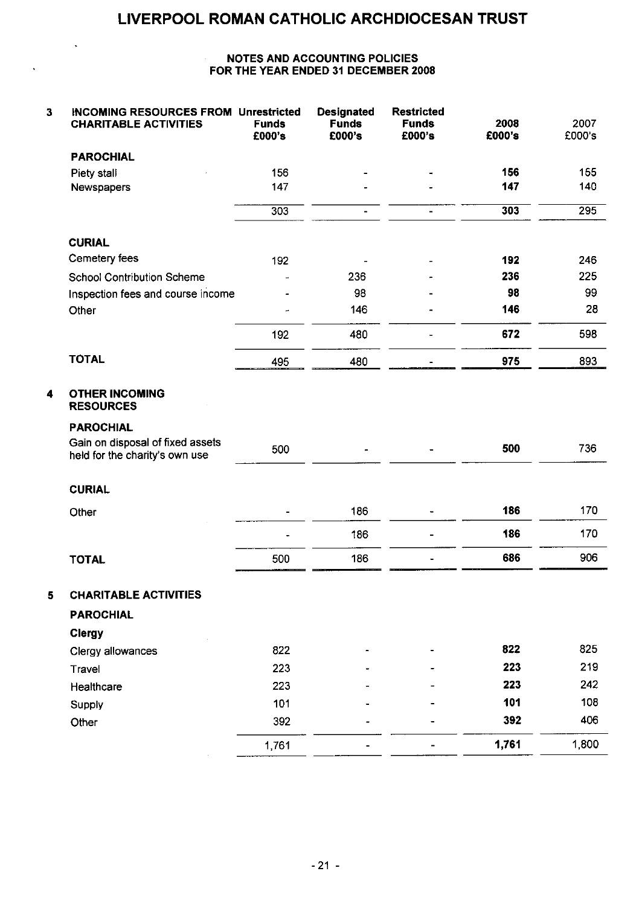# LIVERPOOL ROMAN CATHOLIC ARCHDIOCESAN TRUST

## NOTES AND ACCOUNTING POLICIES FOR THE YEAR ENDED 31 DECEMBER 2008

| | | Unrestricted Funds £000's | Designated Funds £000's | Restricted Funds £000's | 2008 £000's | 2007 £000's |
|---|---|---|---|---|---|---|
| **3** | **INCOMING RESOURCES FROM CHARITABLE ACTIVITIES** | | | | | |
| | **PAROCHIAL** | | | | | |
| | Piety stall | 156 | - | - | **156** | 155 |
| | Newspapers | 147 | - | - | **147** | 140 |
| | | 303 | - | - | **303** | 295 |
| | **CURIAL** | | | | | |
| | Cemetery fees | 192 | - | - | **192** | 246 |
| | School Contribution Scheme | - | 236 | - | **236** | 225 |
| | Inspection fees and course income | - | 98 | - | **98** | 99 |
| | Other | - | 146 | - | **146** | 28 |
| | | 192 | 480 | - | **672** | 598 |
| | **TOTAL** | 495 | 480 | - | **975** | 893 |
| **4** | **OTHER INCOMING RESOURCES** | | | | | |
| | **PAROCHIAL** | | | | | |
| | Gain on disposal of fixed assets held for the charity's own use | 500 | - | - | **500** | 736 |
| | **CURIAL** | | | | | |
| | Other | - | 186 | - | **186** | 170 |
| | | - | 186 | - | **186** | 170 |
| | **TOTAL** | 500 | 186 | - | **686** | 906 |
| **5** | **CHARITABLE ACTIVITIES** | | | | | |
| | **PAROCHIAL** | | | | | |
| | **Clergy** | | | | | |
| | Clergy allowances | 822 | - | - | **822** | 825 |
| | Travel | 223 | - | - | **223** | 219 |
| | Healthcare | 223 | - | - | **223** | 242 |
| | Supply | 101 | - | - | **101** | 108 |
| | Other | 392 | - | - | **392** | 406 |
| | | 1,761 | - | - | **1,761** | 1,800 |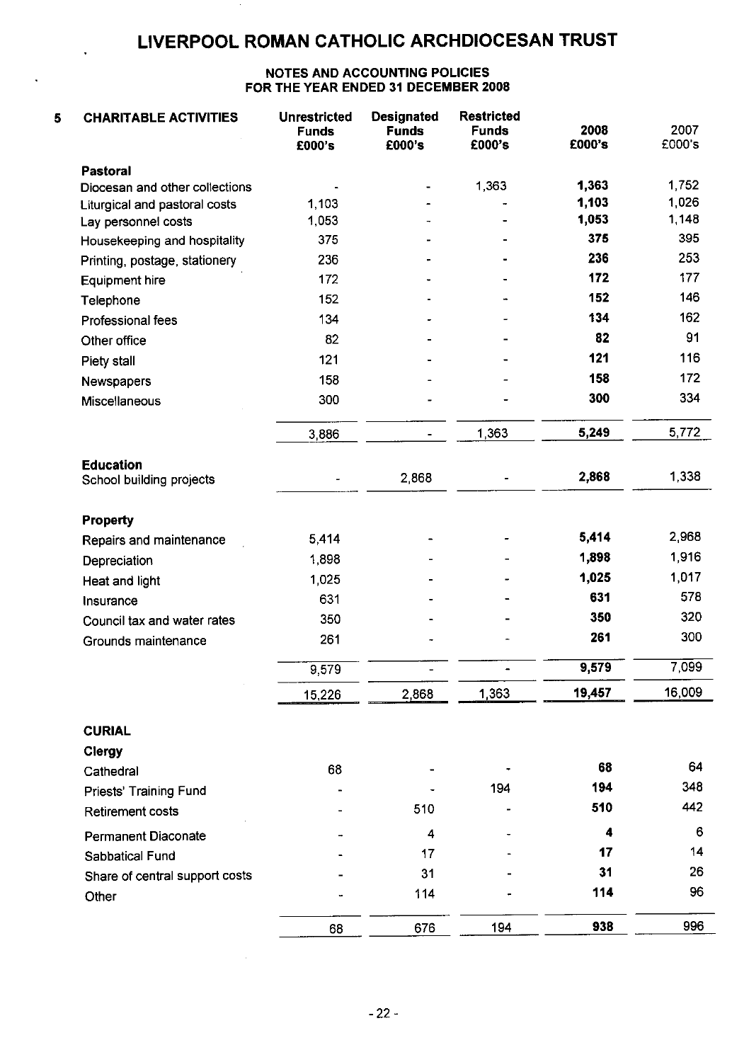# LIVERPOOL ROMAN CATHOLIC ARCHDIOCESAN TRUST

## NOTES AND ACCOUNTING POLICIES FOR THE YEAR ENDED 31 DECEMBER 2008

### 5 CHARITABLE ACTIVITIES

| | Unrestricted Funds £000's | Designated Funds £000's | Restricted Funds £000's | 2008 £000's | 2007 £000's |
|---|---|---|---|---|---|
| **Pastoral** | | | | | |
| Diocesan and other collections | - | - | 1,363 | **1,363** | 1,752 |
| Liturgical and pastoral costs | 1,103 | - | - | **1,103** | 1,026 |
| Lay personnel costs | 1,053 | - | - | **1,053** | 1,148 |
| Housekeeping and hospitality | 375 | - | - | **375** | 395 |
| Printing, postage, stationery | 236 | - | - | **236** | 253 |
| Equipment hire | 172 | - | - | **172** | 177 |
| Telephone | 152 | - | - | **152** | 146 |
| Professional fees | 134 | - | - | **134** | 162 |
| Other office | 82 | - | - | **82** | 91 |
| Piety stall | 121 | - | - | **121** | 116 |
| Newspapers | 158 | - | - | **158** | 172 |
| Miscellaneous | 300 | - | - | **300** | 334 |
| | 3,886 | - | 1,363 | **5,249** | 5,772 |
| **Education** | | | | | |
| School building projects | - | 2,868 | - | **2,868** | 1,338 |
| **Property** | | | | | |
| Repairs and maintenance | 5,414 | - | - | **5,414** | 2,968 |
| Depreciation | 1,898 | - | - | **1,898** | 1,916 |
| Heat and light | 1,025 | - | - | **1,025** | 1,017 |
| Insurance | 631 | - | - | **631** | 578 |
| Council tax and water rates | 350 | - | - | **350** | 320 |
| Grounds maintenance | 261 | - | - | **261** | 300 |
| | 9,579 | - | - | **9,579** | 7,099 |
| | 15,226 | 2,868 | 1,363 | **19,457** | 16,009 |
| **CURIAL** | | | | | |
| **Clergy** | | | | | |
| Cathedral | 68 | - | - | **68** | 64 |
| Priests' Training Fund | - | - | 194 | **194** | 348 |
| Retirement costs | - | 510 | - | **510** | 442 |
| Permanent Diaconate | - | 4 | - | **4** | 6 |
| Sabbatical Fund | - | 17 | - | **17** | 14 |
| Share of central support costs | - | 31 | - | **31** | 26 |
| Other | - | 114 | - | **114** | 96 |
| | 68 | 676 | 194 | **938** | 996 |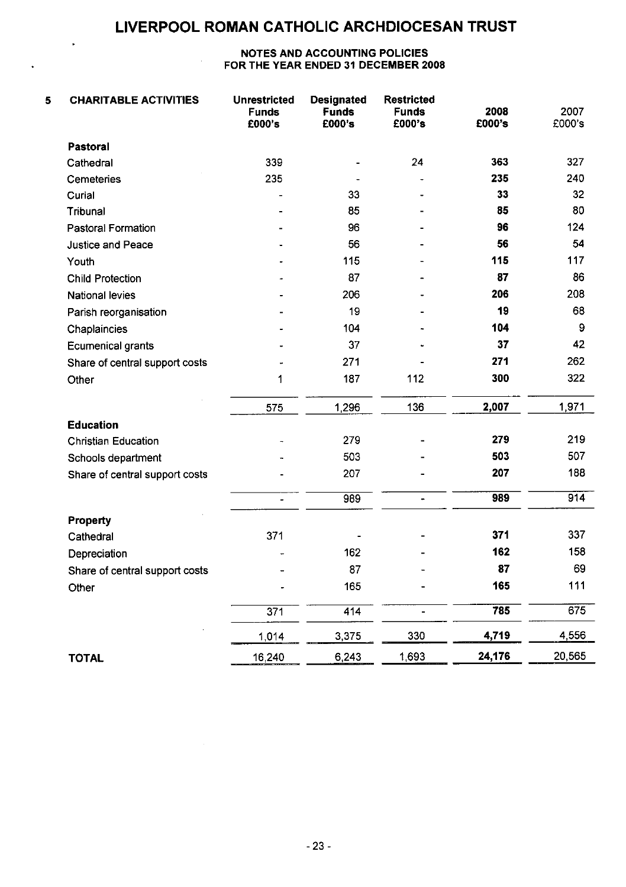# LIVERPOOL ROMAN CATHOLIC ARCHDIOCESAN TRUST

## NOTES AND ACCOUNTING POLICIES FOR THE YEAR ENDED 31 DECEMBER 2008

| 5 CHARITABLE ACTIVITIES | Unrestricted Funds £000's | Designated Funds £000's | Restricted Funds £000's | 2008 £000's | 2007 £000's |
|---|---|---|---|---|---|
| **Pastoral** | | | | | |
| Cathedral | 339 | - | 24 | **363** | 327 |
| Cemeteries | 235 | - | - | **235** | 240 |
| Curial | - | 33 | - | **33** | 32 |
| Tribunal | - | 85 | - | **85** | 80 |
| Pastoral Formation | - | 96 | - | **96** | 124 |
| Justice and Peace | - | 56 | - | **56** | 54 |
| Youth | - | 115 | - | **115** | 117 |
| Child Protection | - | 87 | - | **87** | 86 |
| National levies | - | 206 | - | **206** | 208 |
| Parish reorganisation | - | 19 | - | **19** | 68 |
| Chaplaincies | - | 104 | - | **104** | 9 |
| Ecumenical grants | - | 37 | - | **37** | 42 |
| Share of central support costs | - | 271 | - | **271** | 262 |
| Other | 1 | 187 | 112 | **300** | 322 |
| | 575 | 1,296 | 136 | **2,007** | 1,971 |
| **Education** | | | | | |
| Christian Education | - | 279 | - | **279** | 219 |
| Schools department | - | 503 | - | **503** | 507 |
| Share of central support costs | - | 207 | - | **207** | 188 |
| | - | 989 | - | **989** | 914 |
| **Property** | | | | | |
| Cathedral | 371 | - | - | **371** | 337 |
| Depreciation | - | 162 | - | **162** | 158 |
| Share of central support costs | - | 87 | - | **87** | 69 |
| Other | - | 165 | - | **165** | 111 |
| | 371 | 414 | - | **785** | 675 |
| | 1,014 | 3,375 | 330 | **4,719** | 4,556 |
| **TOTAL** | 16,240 | 6,243 | 1,693 | **24,176** | 20,565 |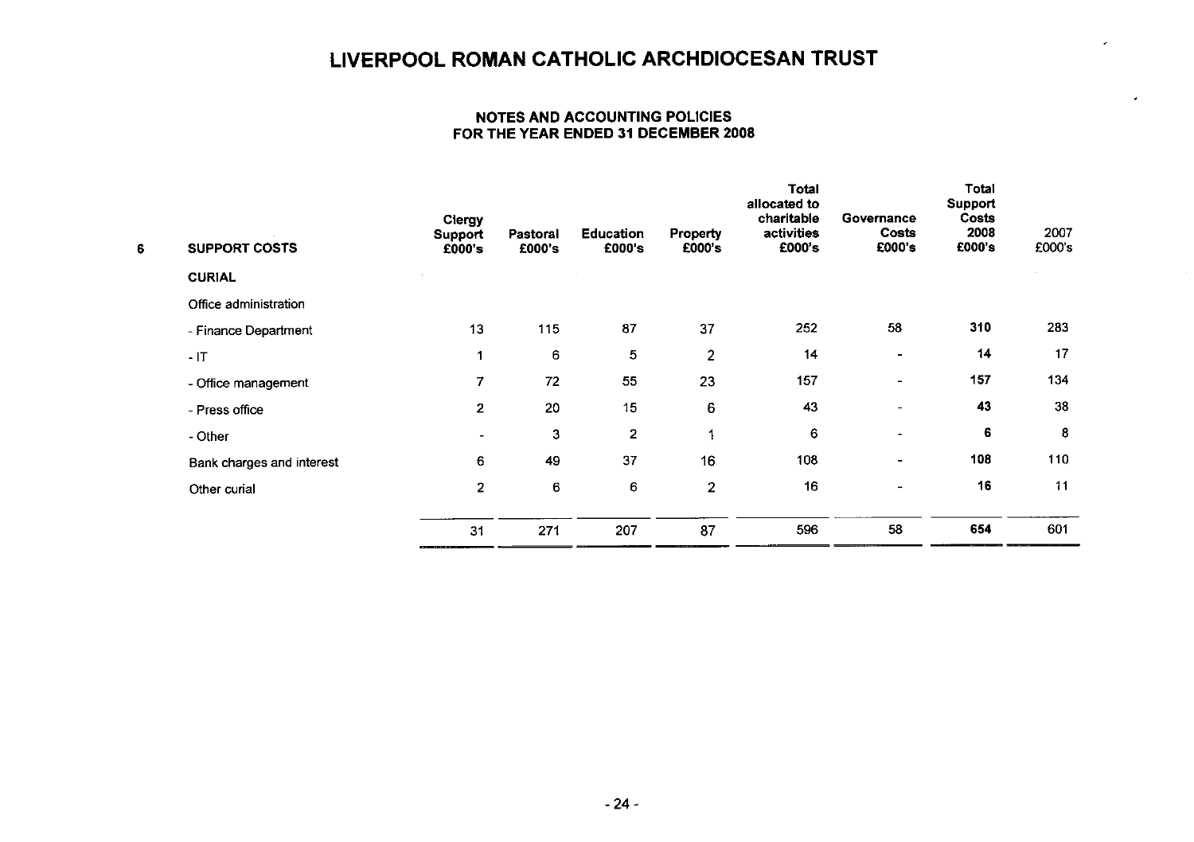# LIVERPOOL ROMAN CATHOLIC ARCHDIOCESAN TRUST

## NOTES AND ACCOUNTING POLICIES FOR THE YEAR ENDED 31 DECEMBER 2008

| 6 SUPPORT COSTS | Clergy Support £000's | Pastoral £000's | Education £000's | Property £000's | Total allocated to charitable activities £000's | Governance Costs £000's | Total Support Costs 2008 £000's | 2007 £000's |
|---|---|---|---|---|---|---|---|---|
| **CURIAL** | | | | | | | | |
| Office administration | | | | | | | | |
| - Finance Department | 13 | 115 | 87 | 37 | 252 | 58 | **310** | 283 |
| - IT | 1 | 6 | 5 | 2 | 14 | - | **14** | 17 |
| - Office management | 7 | 72 | 55 | 23 | 157 | - | **157** | 134 |
| - Press office | 2 | 20 | 15 | 6 | 43 | - | **43** | 38 |
| - Other | - | 3 | 2 | 1 | 6 | - | **6** | 8 |
| Bank charges and interest | 6 | 49 | 37 | 16 | 108 | - | **108** | 110 |
| Other curial | 2 | 6 | 6 | 2 | 16 | - | **16** | 11 |
| | 31 | 271 | 207 | 87 | 596 | 58 | **654** | 601 |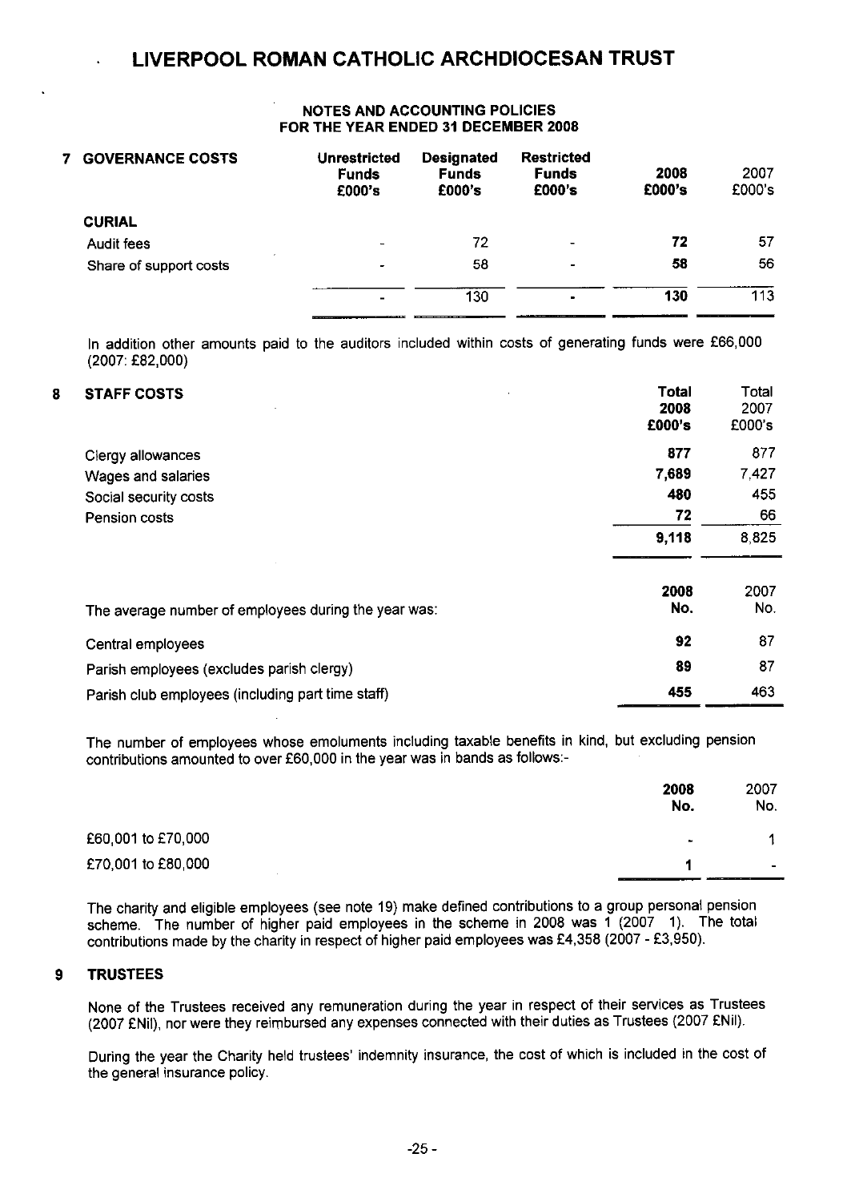# LIVERPOOL ROMAN CATHOLIC ARCHDIOCESAN TRUST

## NOTES AND ACCOUNTING POLICIES FOR THE YEAR ENDED 31 DECEMBER 2008

### 7 GOVERNANCE COSTS

| | Unrestricted Funds £000's | Designated Funds £000's | Restricted Funds £000's | 2008 £000's | 2007 £000's |
|---|---|---|---|---|---|
| **CURIAL** | | | | | |
| Audit fees | - | 72 | - | **72** | 57 |
| Share of support costs | - | 58 | - | **58** | 56 |
| | - | 130 | - | **130** | 113 |

In addition other amounts paid to the auditors included within costs of generating funds were £66,000 (2007: £82,000)

### 8 STAFF COSTS

| | Total 2008 £000's | Total 2007 £000's |
|---|---|---|
| Clergy allowances | **877** | 877 |
| Wages and salaries | **7,689** | 7,427 |
| Social security costs | **480** | 455 |
| Pension costs | **72** | 66 |
| | **9,118** | 8,825 |

| The average number of employees during the year was: | 2008 No. | 2007 No. |
|---|---|---|
| Central employees | **92** | 87 |
| Parish employees (excludes parish clergy) | **89** | 87 |
| Parish club employees (including part time staff) | **455** | 463 |

The number of employees whose emoluments including taxable benefits in kind, but excluding pension contributions amounted to over £60,000 in the year was in bands as follows:-

| | 2008 No. | 2007 No. |
|---|---|---|
| £60,001 to £70,000 | - | 1 |
| £70,001 to £80,000 | **1** | - |

The charity and eligible employees (see note 19) make defined contributions to a group personal pension scheme. The number of higher paid employees in the scheme in 2008 was 1 (2007 1). The total contributions made by the charity in respect of higher paid employees was £4,358 (2007 - £3,950).

### 9 TRUSTEES

None of the Trustees received any remuneration during the year in respect of their services as Trustees (2007 £Nil), nor were they reimbursed any expenses connected with their duties as Trustees (2007 £Nil).

During the year the Charity held trustees' indemnity insurance, the cost of which is included in the cost of the general insurance policy.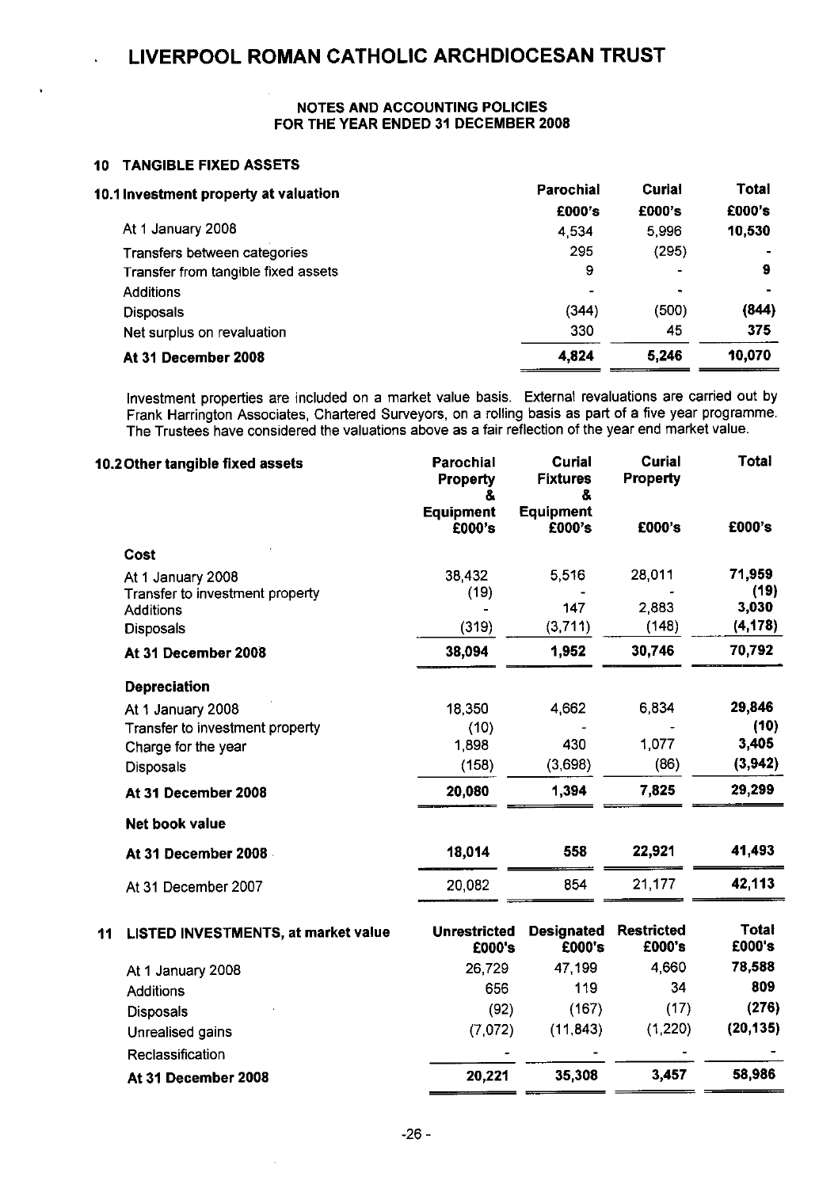# LIVERPOOL ROMAN CATHOLIC ARCHDIOCESAN TRUST

**NOTES AND ACCOUNTING POLICIES**
**FOR THE YEAR ENDED 31 DECEMBER 2008**

## 10 TANGIBLE FIXED ASSETS

| 10.1 Investment property at valuation | Parochial | Curial | Total |
|---|---|---|---|
| | £000's | £000's | £000's |
| At 1 January 2008 | 4,534 | 5,996 | **10,530** |
| Transfers between categories | 295 | (295) | - |
| Transfer from tangible fixed assets | 9 | - | **9** |
| Additions | - | - | - |
| Disposals | (344) | (500) | **(844)** |
| Net surplus on revaluation | 330 | 45 | **375** |
| **At 31 December 2008** | **4,824** | **5,246** | **10,070** |

Investment properties are included on a market value basis. External revaluations are carried out by Frank Harrington Associates, Chartered Surveyors, on a rolling basis as part of a five year programme. The Trustees have considered the valuations above as a fair reflection of the year end market value.

| 10.2 Other tangible fixed assets | Parochial Property & Equipment | Curial Fixtures & Equipment | Curial Property | Total |
|---|---|---|---|---|
| | £000's | £000's | £000's | £000's |
| **Cost** | | | | |
| At 1 January 2008 | 38,432 | 5,516 | 28,011 | **71,959** |
| Transfer to investment property | (19) | - | - | **(19)** |
| Additions | - | 147 | 2,883 | **3,030** |
| Disposals | (319) | (3,711) | (148) | **(4,178)** |
| **At 31 December 2008** | **38,094** | **1,952** | **30,746** | **70,792** |
| **Depreciation** | | | | |
| At 1 January 2008 | 18,350 | 4,662 | 6,834 | **29,846** |
| Transfer to investment property | (10) | - | - | **(10)** |
| Charge for the year | 1,898 | 430 | 1,077 | **3,405** |
| Disposals | (158) | (3,698) | (86) | **(3,942)** |
| **At 31 December 2008** | **20,080** | **1,394** | **7,825** | **29,299** |
| **Net book value** | | | | |
| **At 31 December 2008** | **18,014** | **558** | **22,921** | **41,493** |
| At 31 December 2007 | 20,082 | 854 | 21,177 | **42,113** |

## 11 LISTED INVESTMENTS, at market value

| | Unrestricted £000's | Designated £000's | Restricted £000's | Total £000's |
|---|---|---|---|---|
| At 1 January 2008 | 26,729 | 47,199 | 4,660 | **78,588** |
| Additions | 656 | 119 | 34 | **809** |
| Disposals | (92) | (167) | (17) | **(276)** |
| Unrealised gains | (7,072) | (11,843) | (1,220) | **(20,135)** |
| Reclassification | - | - | - | - |
| **At 31 December 2008** | **20,221** | **35,308** | **3,457** | **58,986** |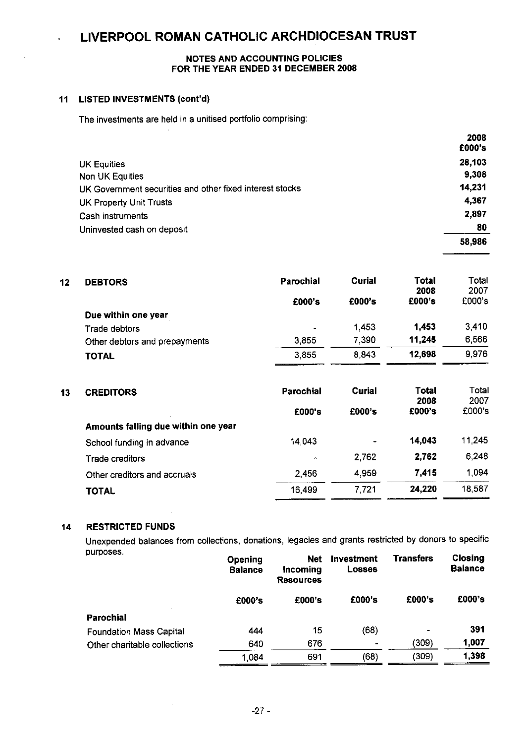# LIVERPOOL ROMAN CATHOLIC ARCHDIOCESAN TRUST

## NOTES AND ACCOUNTING POLICIES FOR THE YEAR ENDED 31 DECEMBER 2008

### 11 LISTED INVESTMENTS (cont'd)

The investments are held in a unitised portfolio comprising:

| | 2008 £000's |
|---|---|
| UK Equities | 28,103 |
| Non UK Equities | 9,308 |
| UK Government securities and other fixed interest stocks | 14,231 |
| UK Property Unit Trusts | 4,367 |
| Cash instruments | 2,897 |
| Uninvested cash on deposit | 80 |
| | **58,986** |

### 12 DEBTORS

| | Parochial £000's | Curial £000's | Total 2008 £000's | Total 2007 £000's |
|---|---|---|---|---|
| **Due within one year** | | | | |
| Trade debtors | - | 1,453 | **1,453** | 3,410 |
| Other debtors and prepayments | 3,855 | 7,390 | **11,245** | 6,566 |
| **TOTAL** | 3,855 | 8,843 | **12,698** | 9,976 |

### 13 CREDITORS

| | Parochial £000's | Curial £000's | Total 2008 £000's | Total 2007 £000's |
|---|---|---|---|---|
| **Amounts falling due within one year** | | | | |
| School funding in advance | 14,043 | - | **14,043** | 11,245 |
| Trade creditors | - | 2,762 | **2,762** | 6,248 |
| Other creditors and accruals | 2,456 | 4,959 | **7,415** | 1,094 |
| **TOTAL** | 16,499 | 7,721 | **24,220** | 18,587 |

### 14 RESTRICTED FUNDS

Unexpended balances from collections, donations, legacies and grants restricted by donors to specific purposes.

| | Opening Balance £000's | Net Incoming Resources £000's | Investment Losses £000's | Transfers £000's | Closing Balance £000's |
|---|---|---|---|---|---|
| **Parochial** | | | | | |
| Foundation Mass Capital | 444 | 15 | (68) | - | **391** |
| Other charitable collections | 640 | 676 | - | (309) | **1,007** |
| | 1,084 | 691 | (68) | (309) | **1,398** |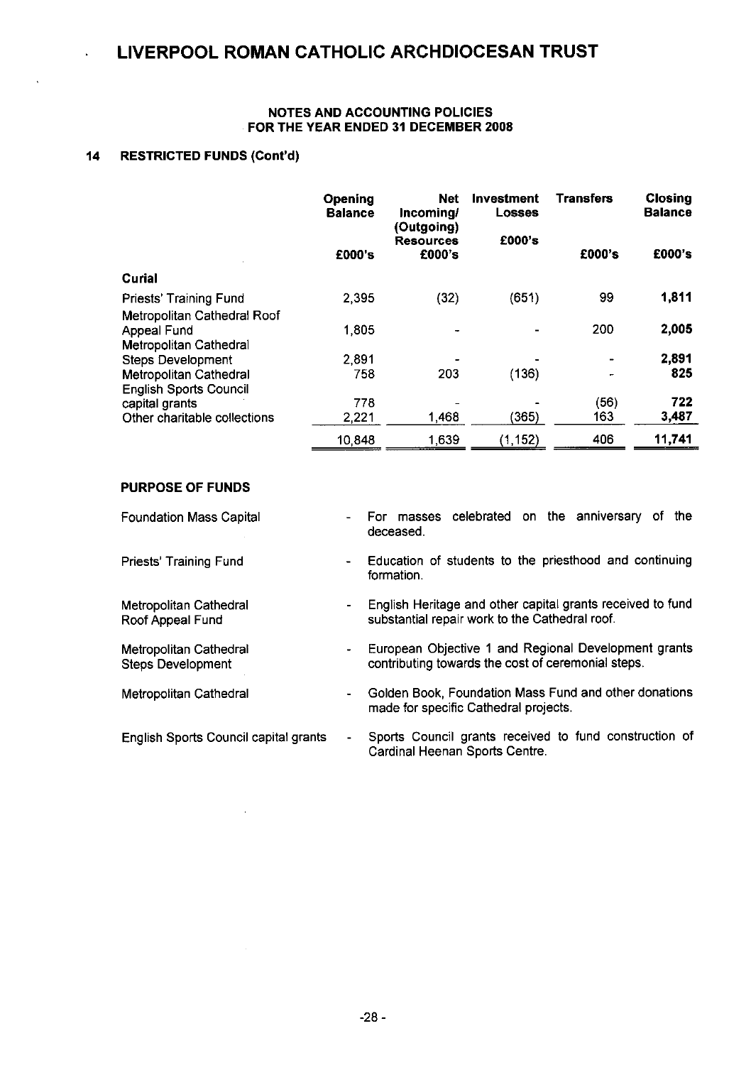# LIVERPOOL ROMAN CATHOLIC ARCHDIOCESAN TRUST

**NOTES AND ACCOUNTING POLICIES**
**FOR THE YEAR ENDED 31 DECEMBER 2008**

## 14 RESTRICTED FUNDS (Cont'd)

| | Opening Balance | Net Incoming/ (Outgoing) Resources | Investment Losses | Transfers | Closing Balance |
|---|---|---|---|---|---|
| | £000's | £000's | £000's | £000's | £000's |
| **Curial** | | | | | |
| Priests' Training Fund | 2,395 | (32) | (651) | 99 | **1,811** |
| Metropolitan Cathedral Roof Appeal Fund | 1,805 | - | - | 200 | **2,005** |
| Metropolitan Cathedral Steps Development | 2,891 | - | - | - | **2,891** |
| Metropolitan Cathedral | 758 | 203 | (136) | - | **825** |
| English Sports Council capital grants | 778 | - | - | (56) | **722** |
| Other charitable collections | 2,221 | 1,468 | (365) | 163 | **3,487** |
| | 10,848 | 1,639 | (1,152) | 406 | **11,741** |

### PURPOSE OF FUNDS

| | | |
|---|---|---|
| Foundation Mass Capital | - | For masses celebrated on the anniversary of the deceased. |
| Priests' Training Fund | - | Education of students to the priesthood and continuing formation. |
| Metropolitan Cathedral Roof Appeal Fund | - | English Heritage and other capital grants received to fund substantial repair work to the Cathedral roof. |
| Metropolitan Cathedral Steps Development | - | European Objective 1 and Regional Development grants contributing towards the cost of ceremonial steps. |
| Metropolitan Cathedral | - | Golden Book, Foundation Mass Fund and other donations made for specific Cathedral projects. |
| English Sports Council capital grants | - | Sports Council grants received to fund construction of Cardinal Heenan Sports Centre. |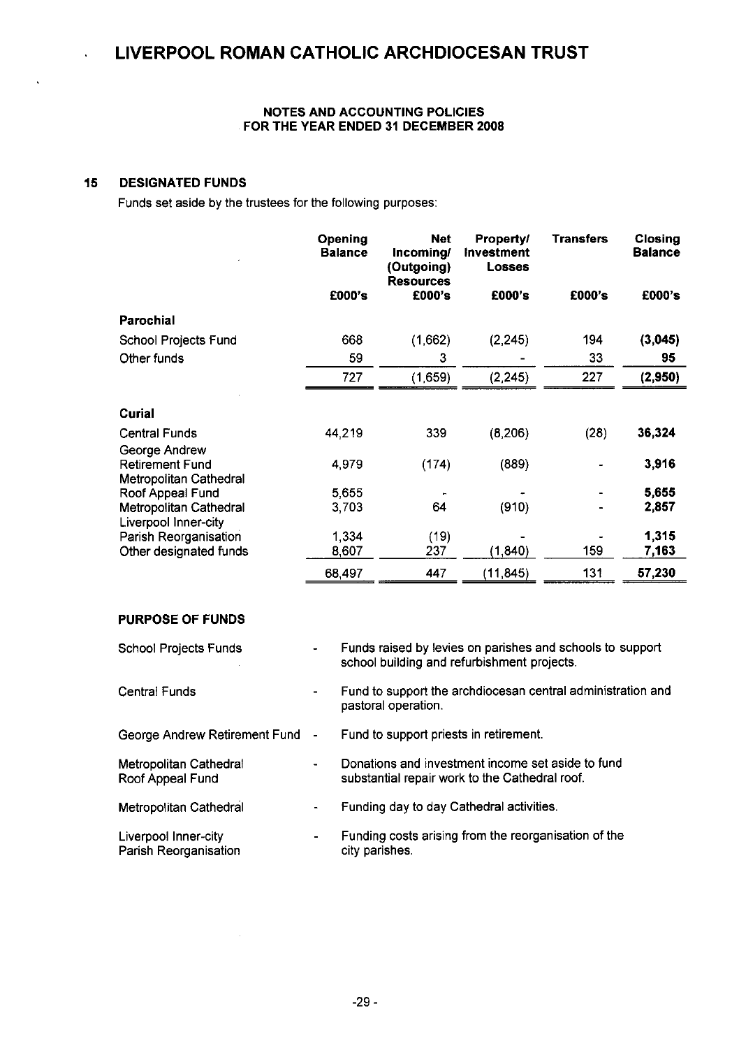### NOTES AND ACCOUNTING POLICIES FOR THE YEAR ENDED 31 DECEMBER 2008

## 15 DESIGNATED FUNDS

Funds set aside by the trustees for the following purposes:

| | Opening Balance | Net Incoming/ (Outgoing) Resources | Property/ Investment Losses | Transfers | Closing Balance |
|---|---|---|---|---|---|
| | £000's | £000's | £000's | £000's | £000's |
| **Parochial** | | | | | |
| School Projects Fund | 668 | (1,662) | (2,245) | 194 | **(3,045)** |
| Other funds | 59 | 3 | - | 33 | **95** |
| | 727 | (1,659) | (2,245) | 227 | **(2,950)** |
| **Curial** | | | | | |
| Central Funds | 44,219 | 339 | (8,206) | (28) | **36,324** |
| George Andrew Retirement Fund | 4,979 | (174) | (889) | - | **3,916** |
| Metropolitan Cathedral Roof Appeal Fund | 5,655 | - | - | - | **5,655** |
| Metropolitan Cathedral | 3,703 | 64 | (910) | - | **2,857** |
| Liverpool Inner-city Parish Reorganisation | 1,334 | (19) | - | - | **1,315** |
| Other designated funds | 8,607 | 237 | (1,840) | 159 | **7,163** |
| | 68,497 | 447 | (11,845) | 131 | **57,230** |

### PURPOSE OF FUNDS

| | | |
|---|---|---|
| School Projects Funds | - | Funds raised by levies on parishes and schools to support school building and refurbishment projects. |
| Central Funds | - | Fund to support the archdiocesan central administration and pastoral operation. |
| George Andrew Retirement Fund | - | Fund to support priests in retirement. |
| Metropolitan Cathedral Roof Appeal Fund | - | Donations and investment income set aside to fund substantial repair work to the Cathedral roof. |
| Metropolitan Cathedral | - | Funding day to day Cathedral activities. |
| Liverpool Inner-city Parish Reorganisation | - | Funding costs arising from the reorganisation of the city parishes. |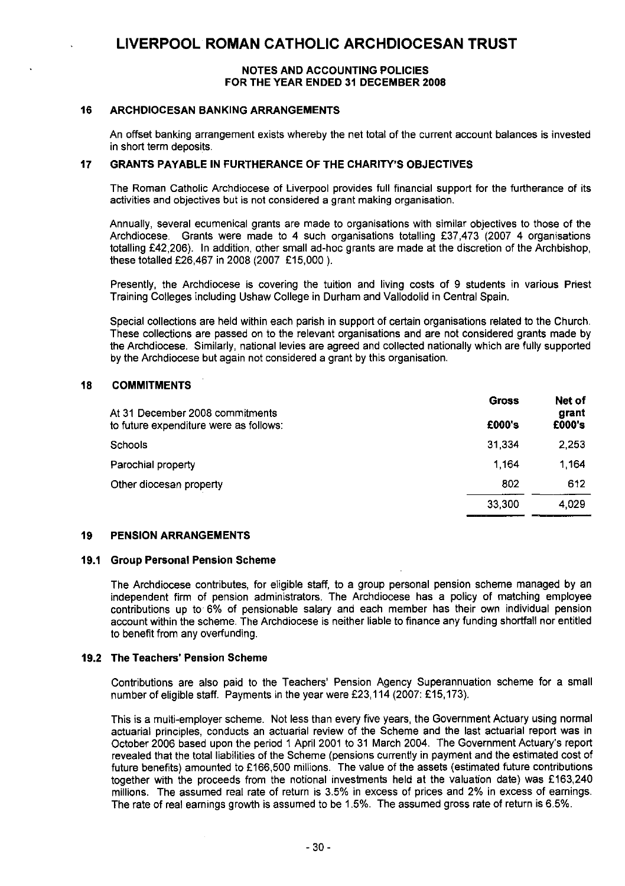# LIVERPOOL ROMAN CATHOLIC ARCHDIOCESAN TRUST

**NOTES AND ACCOUNTING POLICIES**
**FOR THE YEAR ENDED 31 DECEMBER 2008**

## 16 ARCHDIOCESAN BANKING ARRANGEMENTS

An offset banking arrangement exists whereby the net total of the current account balances is invested in short term deposits.

## 17 GRANTS PAYABLE IN FURTHERANCE OF THE CHARITY'S OBJECTIVES

The Roman Catholic Archdiocese of Liverpool provides full financial support for the furtherance of its activities and objectives but is not considered a grant making organisation.

Annually, several ecumenical grants are made to organisations with similar objectives to those of the Archdiocese. Grants were made to 4 such organisations totalling £37,473 (2007 4 organisations totalling £42,206). In addition, other small ad-hoc grants are made at the discretion of the Archbishop, these totalled £26,467 in 2008 (2007 £15,000 ).

Presently, the Archdiocese is covering the tuition and living costs of 9 students in various Priest Training Colleges including Ushaw College in Durham and Vallodolid in Central Spain.

Special collections are held within each parish in support of certain organisations related to the Church. These collections are passed on to the relevant organisations and are not considered grants made by the Archdiocese. Similarly, national levies are agreed and collected nationally which are fully supported by the Archdiocese but again not considered a grant by this organisation.

## 18 COMMITMENTS

| At 31 December 2008 commitments to future expenditure were as follows: | Gross £000's | Net of grant £000's |
|---|---|---|
| Schools | 31,334 | 2,253 |
| Parochial property | 1,164 | 1,164 |
| Other diocesan property | 802 | 612 |
| | 33,300 | 4,029 |

## 19 PENSION ARRANGEMENTS

### 19.1 Group Personal Pension Scheme

The Archdiocese contributes, for eligible staff, to a group personal pension scheme managed by an independent firm of pension administrators. The Archdiocese has a policy of matching employee contributions up to 6% of pensionable salary and each member has their own individual pension account within the scheme. The Archdiocese is neither liable to finance any funding shortfall nor entitled to benefit from any overfunding.

### 19.2 The Teachers' Pension Scheme

Contributions are also paid to the Teachers' Pension Agency Superannuation scheme for a small number of eligible staff. Payments in the year were £23,114 (2007: £15,173).

This is a multi-employer scheme. Not less than every five years, the Government Actuary using normal actuarial principles, conducts an actuarial review of the Scheme and the last actuarial report was in October 2006 based upon the period 1 April 2001 to 31 March 2004. The Government Actuary's report revealed that the total liabilities of the Scheme (pensions currently in payment and the estimated cost of future benefits) amounted to £166,500 millions. The value of the assets (estimated future contributions together with the proceeds from the notional investments held at the valuation date) was £163,240 millions. The assumed real rate of return is 3.5% in excess of prices and 2% in excess of earnings. The rate of real earnings growth is assumed to be 1.5%. The assumed gross rate of return is 6.5%.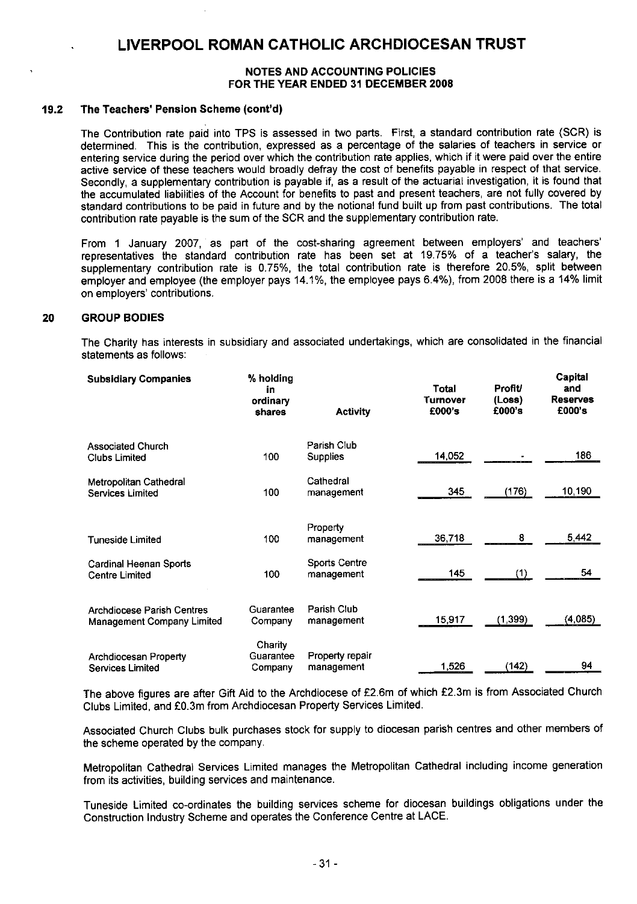# LIVERPOOL ROMAN CATHOLIC ARCHDIOCESAN TRUST

**NOTES AND ACCOUNTING POLICIES**
**FOR THE YEAR ENDED 31 DECEMBER 2008**

### 19.2 The Teachers' Pension Scheme (cont'd)

The Contribution rate paid into TPS is assessed in two parts. First, a standard contribution rate (SCR) is determined. This is the contribution, expressed as a percentage of the salaries of teachers in service or entering service during the period over which the contribution rate applies, which if it were paid over the entire active service of these teachers would broadly defray the cost of benefits payable in respect of that service. Secondly, a supplementary contribution is payable if, as a result of the actuarial investigation, it is found that the accumulated liabilities of the Account for benefits to past and present teachers, are not fully covered by standard contributions to be paid in future and by the notional fund built up from past contributions. The total contribution rate payable is the sum of the SCR and the supplementary contribution rate.

From 1 January 2007, as part of the cost-sharing agreement between employers' and teachers' representatives the standard contribution rate has been set at 19.75% of a teacher's salary, the supplementary contribution rate is 0.75%, the total contribution rate is therefore 20.5%, split between employer and employee (the employer pays 14.1%, the employee pays 6.4%), from 2008 there is a 14% limit on employers' contributions.

### 20 GROUP BODIES

The Charity has interests in subsidiary and associated undertakings, which are consolidated in the financial statements as follows:

| Subsidiary Companies | % holding in ordinary shares | Activity | Total Turnover £000's | Profit/ (Loss) £000's | Capital and Reserves £000's |
|---|---|---|---|---|---|
| Associated Church Clubs Limited | 100 | Parish Club Supplies | 14,052 | - | 186 |
| Metropolitan Cathedral Services Limited | 100 | Cathedral management | 345 | (176) | 10,190 |
| Tuneside Limited | 100 | Property management | 36,718 | 8 | 5,442 |
| Cardinal Heenan Sports Centre Limited | 100 | Sports Centre management | 145 | (1) | 54 |
| Archdiocese Parish Centres Management Company Limited | Guarantee Company | Parish Club management | 15,917 | (1,399) | (4,085) |
| Archdiocesan Property Services Limited | Charity Guarantee Company | Property repair management | 1,526 | (142) | 94 |

The above figures are after Gift Aid to the Archdiocese of £2.6m of which £2.3m is from Associated Church Clubs Limited, and £0.3m from Archdiocesan Property Services Limited.

Associated Church Clubs bulk purchases stock for supply to diocesan parish centres and other members of the scheme operated by the company.

Metropolitan Cathedral Services Limited manages the Metropolitan Cathedral including income generation from its activities, building services and maintenance.

Tuneside Limited co-ordinates the building services scheme for diocesan buildings obligations under the Construction Industry Scheme and operates the Conference Centre at LACE.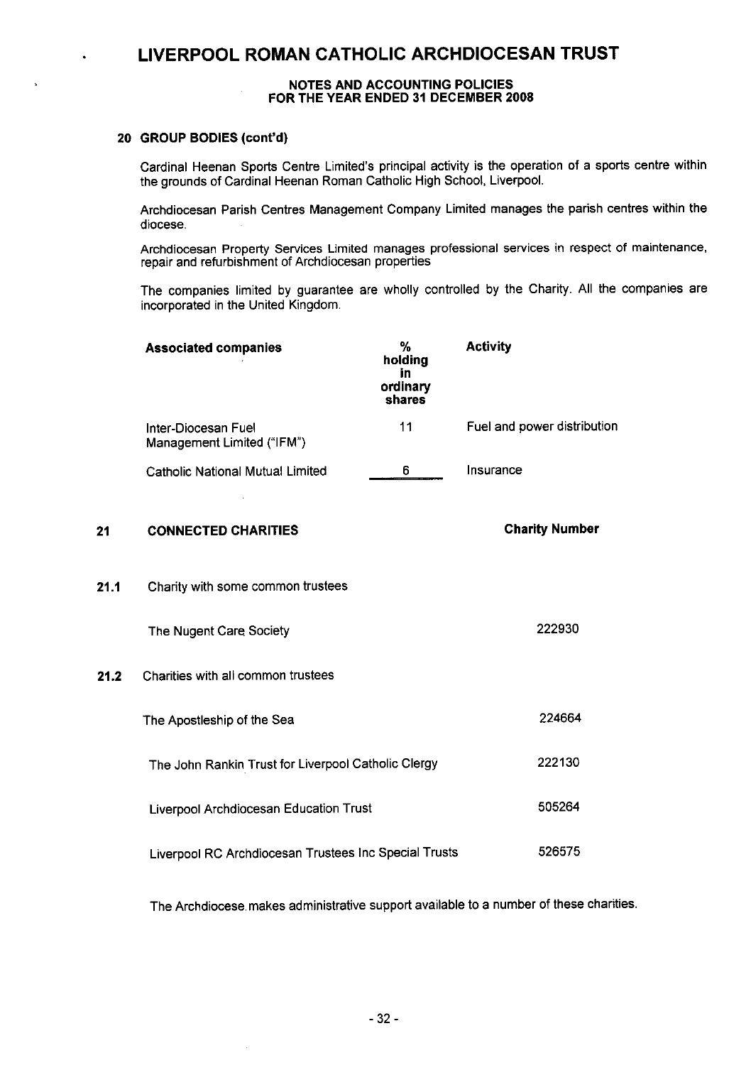# LIVERPOOL ROMAN CATHOLIC ARCHDIOCESAN TRUST

## NOTES AND ACCOUNTING POLICIES FOR THE YEAR ENDED 31 DECEMBER 2008

### 20 GROUP BODIES (cont'd)

Cardinal Heenan Sports Centre Limited's principal activity is the operation of a sports centre within the grounds of Cardinal Heenan Roman Catholic High School, Liverpool.

Archdiocesan Parish Centres Management Company Limited manages the parish centres within the diocese.

Archdiocesan Property Services Limited manages professional services in respect of maintenance, repair and refurbishment of Archdiocesan properties

The companies limited by guarantee are wholly controlled by the Charity. All the companies are incorporated in the United Kingdom.

| **Associated companies** | **% holding in ordinary shares** | **Activity** |
|---|---|---|
| Inter-Diocesan Fuel Management Limited ("IFM") | 11 | Fuel and power distribution |
| Catholic National Mutual Limited | 6 | Insurance |

### 21 CONNECTED CHARITIES

| | **Charity Number** |
|---|---|
| **21.1** Charity with some common trustees | |
| The Nugent Care Society | 222930 |
| **21.2** Charities with all common trustees | |
| The Apostleship of the Sea | 224664 |
| The John Rankin Trust for Liverpool Catholic Clergy | 222130 |
| Liverpool Archdiocesan Education Trust | 505264 |
| Liverpool RC Archdiocesan Trustees Inc Special Trusts | 526575 |

The Archdiocese makes administrative support available to a number of these charities.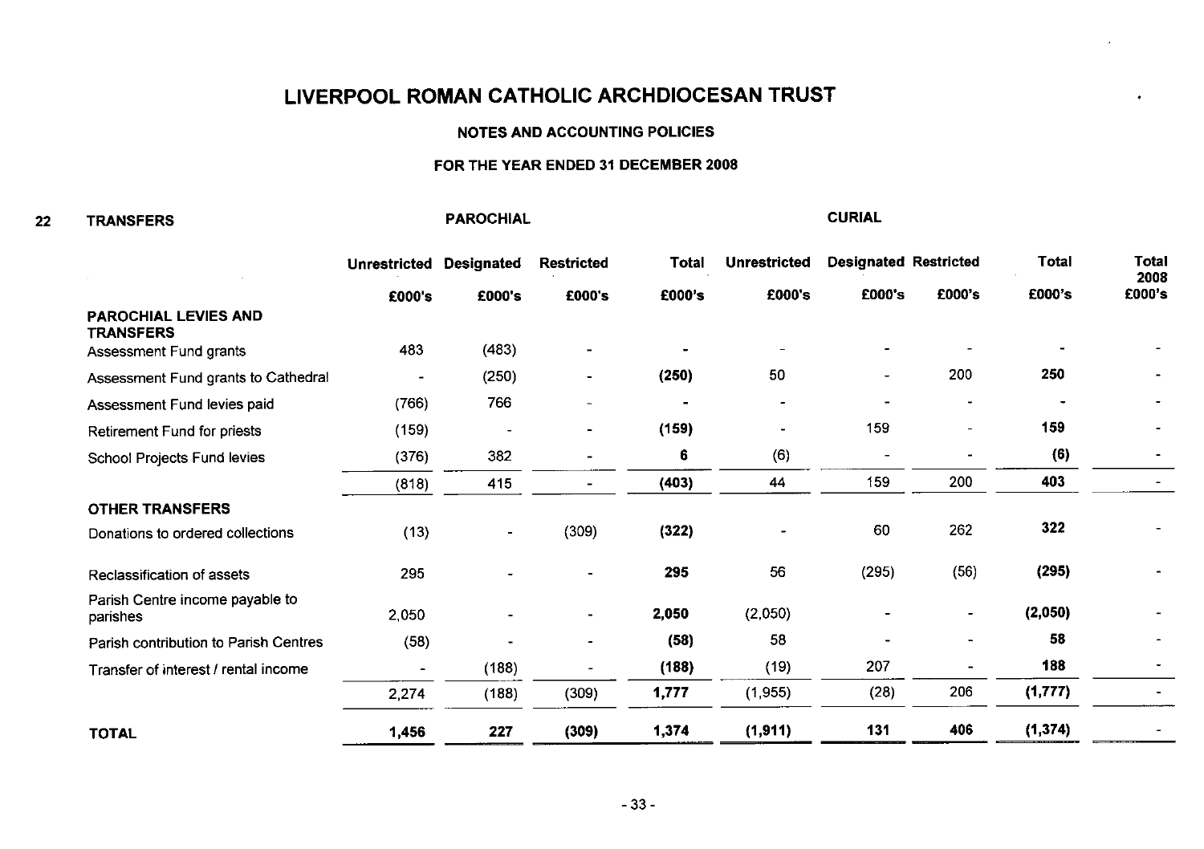# LIVERPOOL ROMAN CATHOLIC ARCHDIOCESAN TRUST

## NOTES AND ACCOUNTING POLICIES

## FOR THE YEAR ENDED 31 DECEMBER 2008

## 22 TRANSFERS

| | PAROCHIAL | | | | CURIAL | | | | |
|---|---|---|---|---|---|---|---|---|---|
| | Unrestricted | Designated | Restricted | Total | Unrestricted | Designated | Restricted | Total | Total 2008 |
| | £000's | £000's | £000's | £000's | £000's | £000's | £000's | £000's | £000's |
| **PAROCHIAL LEVIES AND TRANSFERS** | | | | | | | | | |
| Assessment Fund grants | 483 | (483) | - | - | - | - | - | - | - |
| Assessment Fund grants to Cathedral | - | (250) | - | **(250)** | 50 | - | 200 | **250** | - |
| Assessment Fund levies paid | (766) | 766 | - | - | - | - | - | - | - |
| Retirement Fund for priests | (159) | - | - | **(159)** | - | 159 | - | **159** | - |
| School Projects Fund levies | (376) | 382 | - | **6** | (6) | - | - | **(6)** | - |
| | (818) | 415 | - | **(403)** | 44 | 159 | 200 | **403** | - |
| **OTHER TRANSFERS** | | | | | | | | | |
| Donations to ordered collections | (13) | - | (309) | **(322)** | - | 60 | 262 | **322** | - |
| Reclassification of assets | 295 | - | - | **295** | 56 | (295) | (56) | **(295)** | - |
| Parish Centre income payable to parishes | 2,050 | - | - | **2,050** | (2,050) | - | - | **(2,050)** | - |
| Parish contribution to Parish Centres | (58) | - | - | **(58)** | 58 | - | - | **58** | - |
| Transfer of interest / rental income | - | (188) | - | **(188)** | (19) | 207 | - | **188** | - |
| | 2,274 | (188) | (309) | **1,777** | (1,955) | (28) | 206 | **(1,777)** | - |
| **TOTAL** | **1,456** | **227** | **(309)** | **1,374** | **(1,911)** | **131** | **406** | **(1,374)** | - |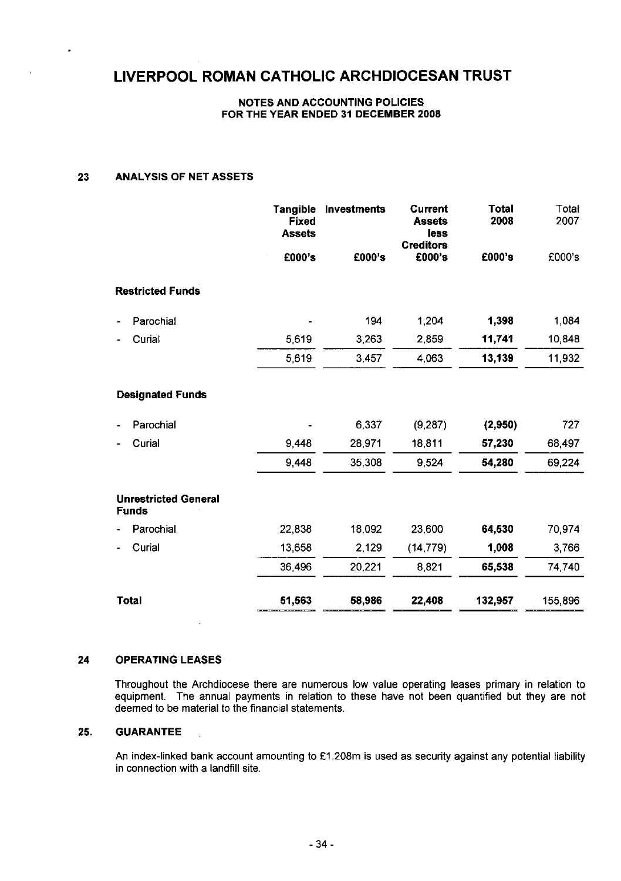# LIVERPOOL ROMAN CATHOLIC ARCHDIOCESAN TRUST

**NOTES AND ACCOUNTING POLICIES**
**FOR THE YEAR ENDED 31 DECEMBER 2008**

## 23 ANALYSIS OF NET ASSETS

| | Tangible Fixed Assets | Investments | Current Assets less Creditors | Total 2008 | Total 2007 |
|---|---|---|---|---|---|
| | £000's | £000's | £000's | £000's | £000's |
| **Restricted Funds** | | | | | |
| - Parochial | - | 194 | 1,204 | **1,398** | 1,084 |
| - Curial | 5,619 | 3,263 | 2,859 | **11,741** | 10,848 |
| | 5,619 | 3,457 | 4,063 | **13,139** | 11,932 |
| **Designated Funds** | | | | | |
| - Parochial | - | 6,337 | (9,287) | **(2,950)** | 727 |
| - Curial | 9,448 | 28,971 | 18,811 | **57,230** | 68,497 |
| | 9,448 | 35,308 | 9,524 | **54,280** | 69,224 |
| **Unrestricted General Funds** | | | | | |
| - Parochial | 22,838 | 18,092 | 23,600 | **64,530** | 70,974 |
| - Curial | 13,658 | 2,129 | (14,779) | **1,008** | 3,766 |
| | 36,496 | 20,221 | 8,821 | **65,538** | 74,740 |
| **Total** | **51,563** | **58,986** | **22,408** | **132,957** | 155,896 |

## 24 OPERATING LEASES

Throughout the Archdiocese there are numerous low value operating leases primary in relation to equipment. The annual payments in relation to these have not been quantified but they are not deemed to be material to the financial statements.

## 25. GUARANTEE

An index-linked bank account amounting to £1.208m is used as security against any potential liability in connection with a landfill site.